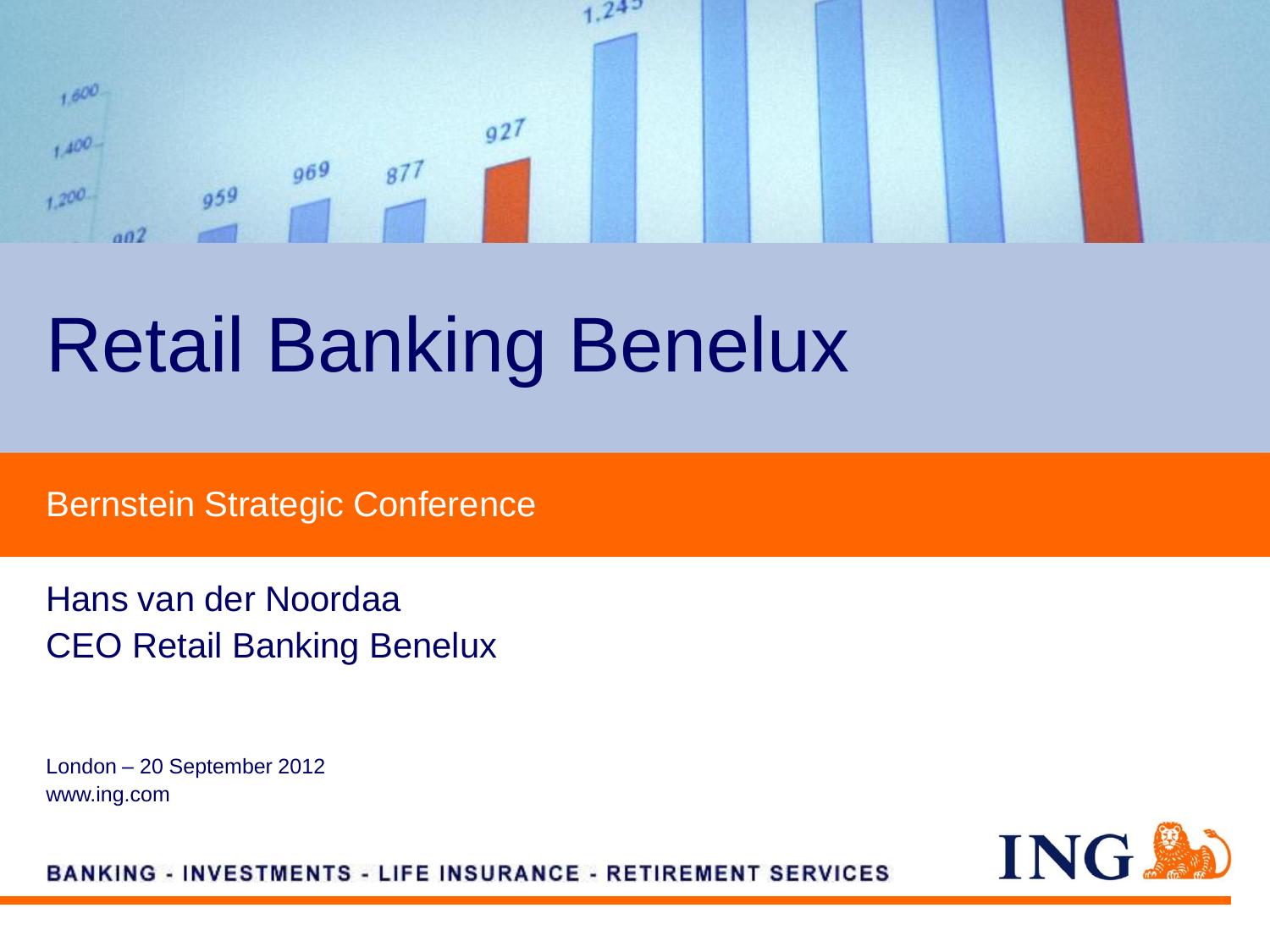# Retail Banking Benelux

Bernstein Strategic Conference

Hans van der Noordaa
CEO Retail Banking Benelux

London – 20 September 2012
www.ing.com

BANKING - INVESTMENTS - LIFE INSURANCE - RETIREMENT SERVICES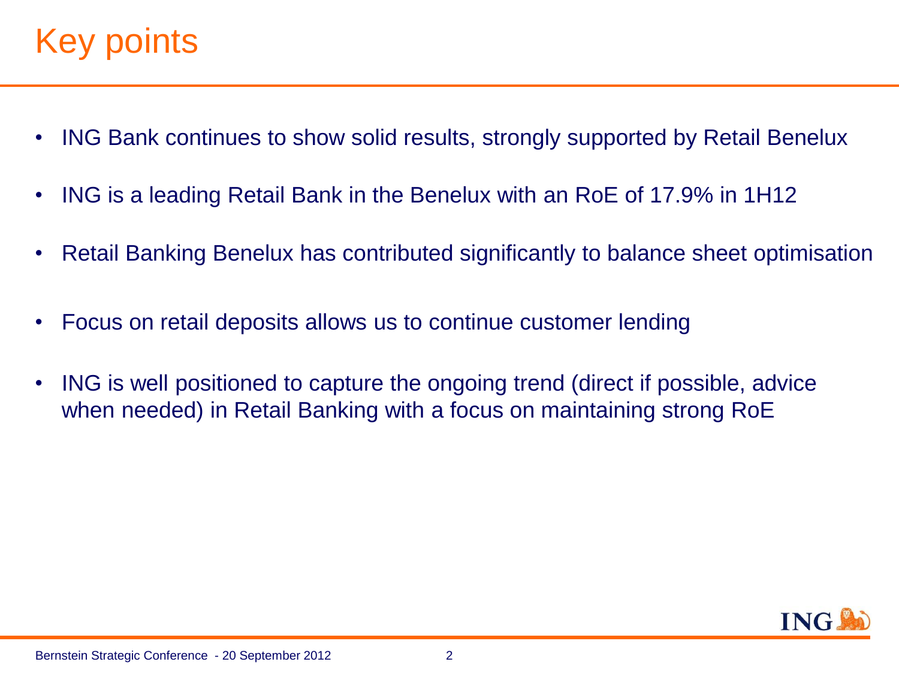# Key points

- ING Bank continues to show solid results, strongly supported by Retail Benelux
- ING is a leading Retail Bank in the Benelux with an RoE of 17.9% in 1H12
- Retail Banking Benelux has contributed significantly to balance sheet optimisation
- Focus on retail deposits allows us to continue customer lending
- ING is well positioned to capture the ongoing trend (direct if possible, advice when needed) in Retail Banking with a focus on maintaining strong RoE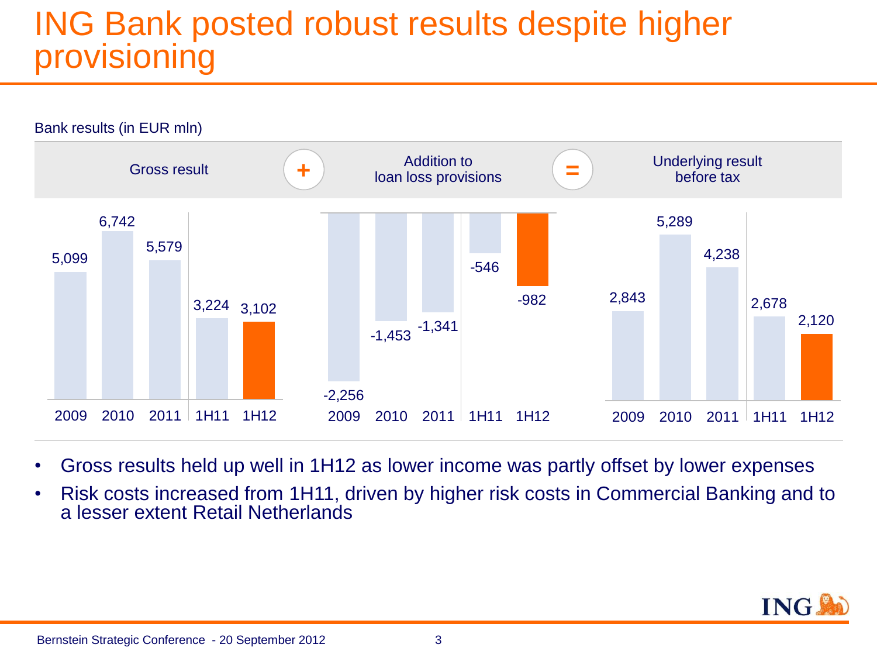# ING Bank posted robust results despite higher provisioning

Bank results (in EUR mln)

Gross result + Addition to loan loss provisions = Underlying result before tax

| | 2009 | 2010 | 2011 | 1H11 | 1H12 |
|---|---|---|---|---|---|
| Gross result | 5,099 | 6,742 | 5,579 | 3,224 | 3,102 |
| Addition to loan loss provisions | -2,256 | -1,453 | -1,341 | -546 | -982 |
| Underlying result before tax | 2,843 | 5,289 | 4,238 | 2,678 | 2,120 |

- Gross results held up well in 1H12 as lower income was partly offset by lower expenses
- Risk costs increased from 1H11, driven by higher risk costs in Commercial Banking and to a lesser extent Retail Netherlands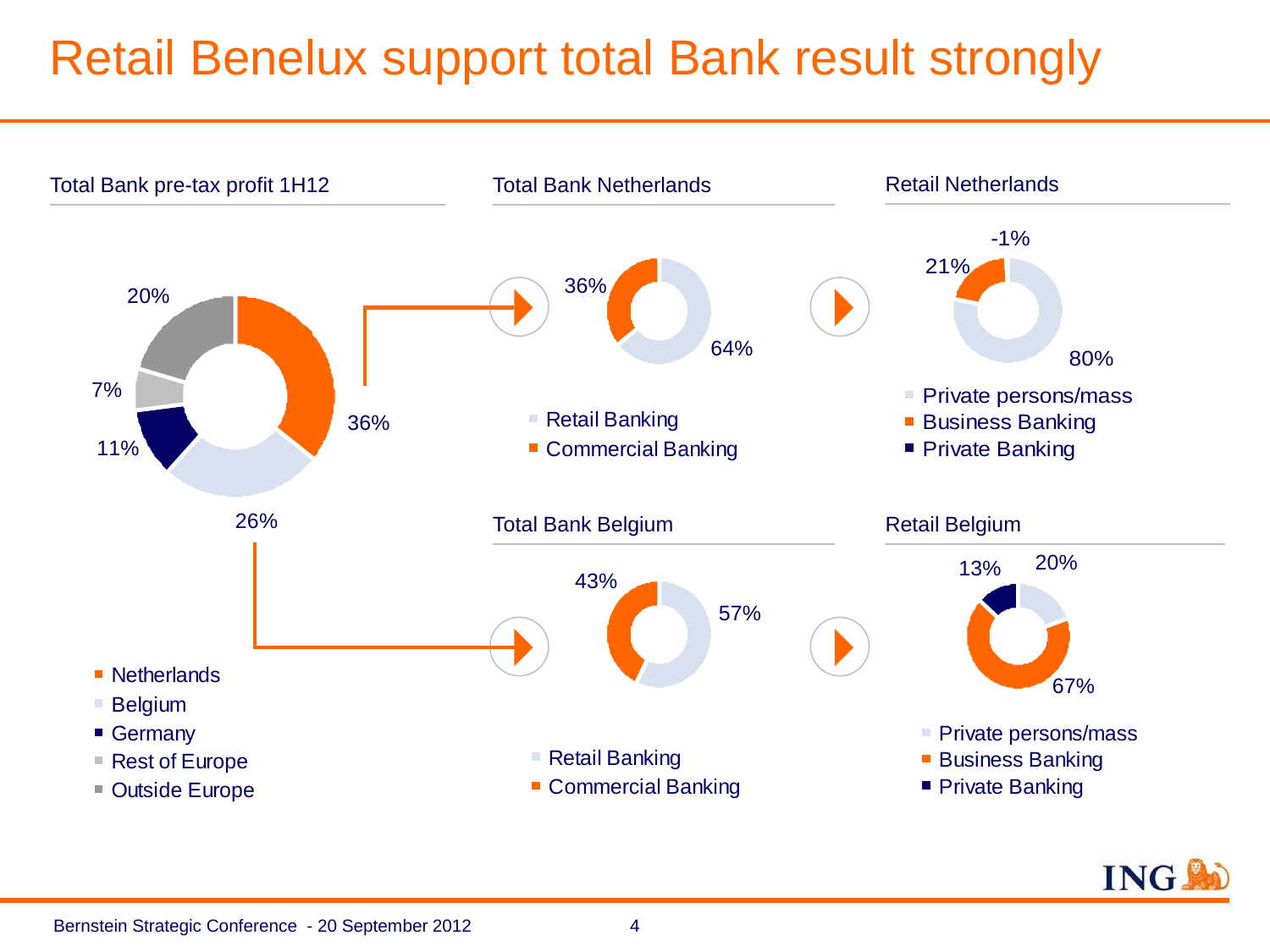# Retail Benelux support total Bank result strongly

## Total Bank pre-tax profit 1H12

| Segment | Share |
| --- | --- |
| Netherlands | 36% |
| Belgium | 26% |
| Germany | 11% |
| Rest of Europe | 7% |
| Outside Europe | 20% |

## Total Bank Netherlands

| Segment | Share |
| --- | --- |
| Retail Banking | 64% |
| Commercial Banking | 36% |

## Retail Netherlands

| Segment | Share |
| --- | --- |
| Private persons/mass | 80% |
| Business Banking | 21% |
| Private Banking | -1% |

## Total Bank Belgium

| Segment | Share |
| --- | --- |
| Retail Banking | 57% |
| Commercial Banking | 43% |

## Retail Belgium

| Segment | Share |
| --- | --- |
| Private persons/mass | 20% |
| Business Banking | 67% |
| Private Banking | 13% |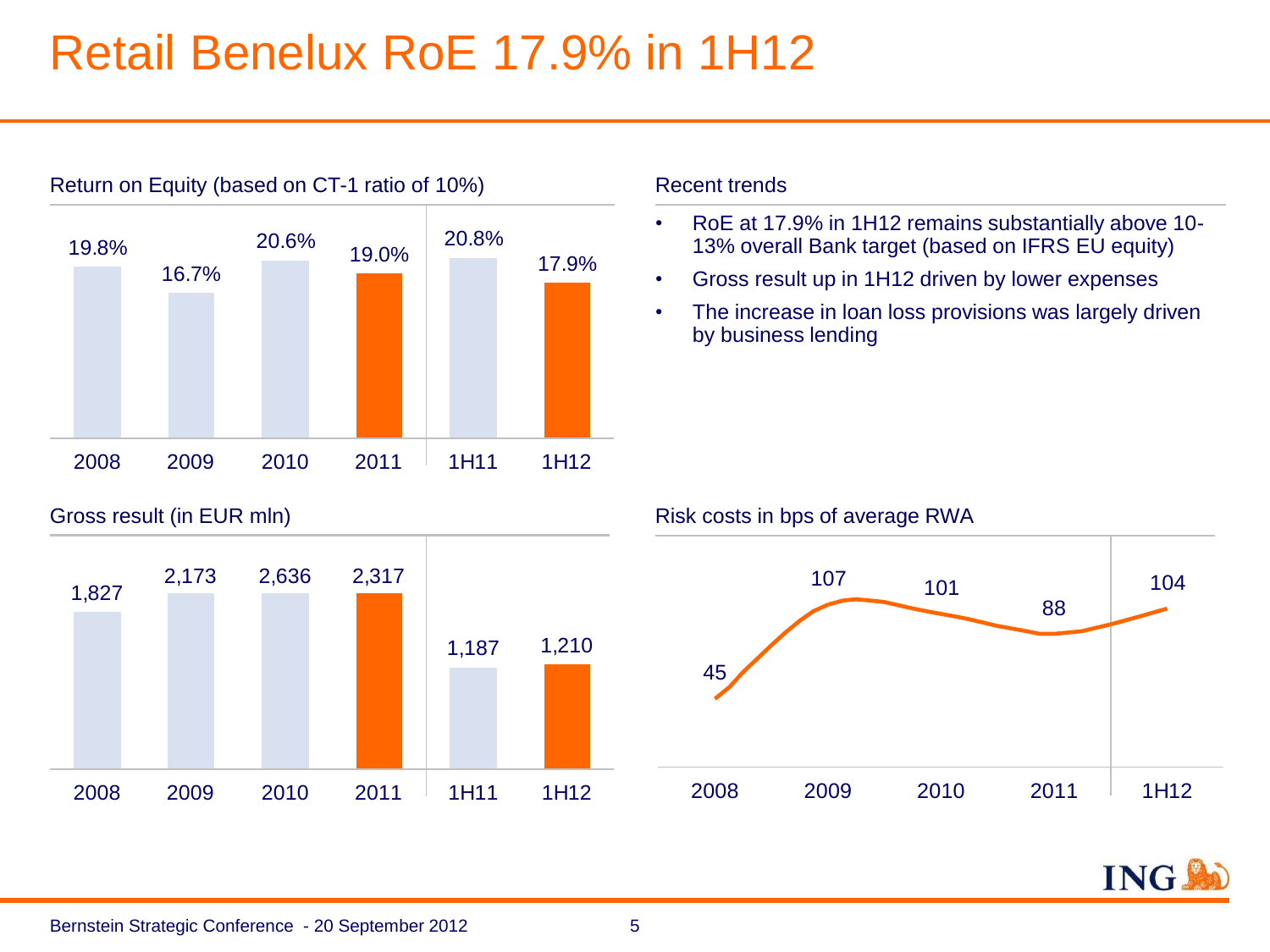# Retail Benelux RoE 17.9% in 1H12

### Return on Equity (based on CT-1 ratio of 10%)

| 2008 | 2009 | 2010 | 2011 | 1H11 | 1H12 |
|---|---|---|---|---|---|
| 19.8% | 16.7% | 20.6% | 19.0% | 20.8% | 17.9% |

### Recent trends

- RoE at 17.9% in 1H12 remains substantially above 10-13% overall Bank target (based on IFRS EU equity)
- Gross result up in 1H12 driven by lower expenses
- The increase in loan loss provisions was largely driven by business lending

### Gross result (in EUR mln)

| 2008 | 2009 | 2010 | 2011 | 1H11 | 1H12 |
|---|---|---|---|---|---|
| 1,827 | 2,173 | 2,636 | 2,317 | 1,187 | 1,210 |

### Risk costs in bps of average RWA

| 2008 | 2009 | 2010 | 2011 | 1H12 |
|---|---|---|---|---|
| 45 | 107 | 101 | 88 | 104 |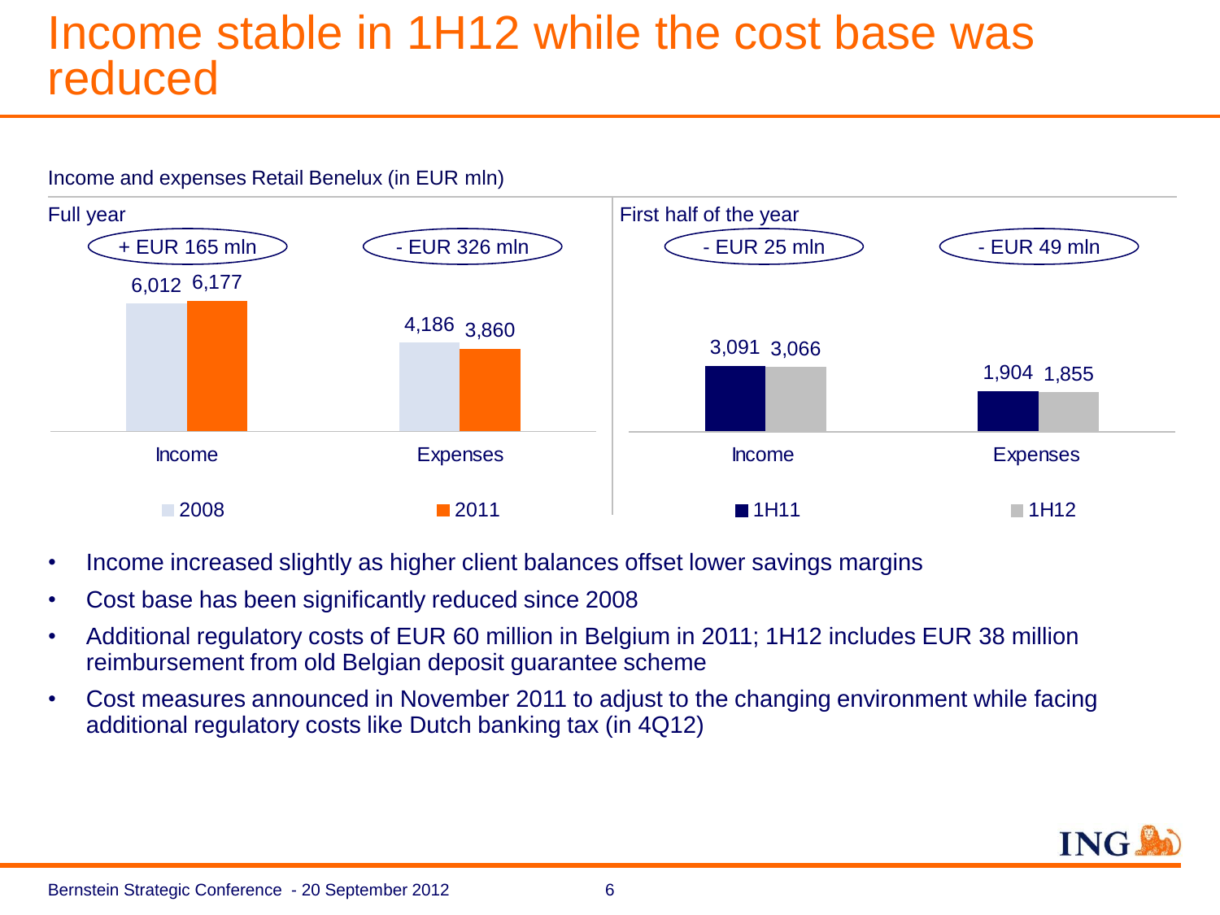# Income stable in 1H12 while the cost base was reduced

Income and expenses Retail Benelux (in EUR mln)

**Full year**

| | 2008 | 2011 | Change |
|---|---|---|---|
| Income | 6,012 | 6,177 | + EUR 165 mln |
| Expenses | 4,186 | 3,860 | - EUR 326 mln |

**First half of the year**

| | 1H11 | 1H12 | Change |
|---|---|---|---|
| Income | 3,091 | 3,066 | - EUR 25 mln |
| Expenses | 1,904 | 1,855 | - EUR 49 mln |

- Income increased slightly as higher client balances offset lower savings margins
- Cost base has been significantly reduced since 2008
- Additional regulatory costs of EUR 60 million in Belgium in 2011; 1H12 includes EUR 38 million reimbursement from old Belgian deposit guarantee scheme
- Cost measures announced in November 2011 to adjust to the changing environment while facing additional regulatory costs like Dutch banking tax (in 4Q12)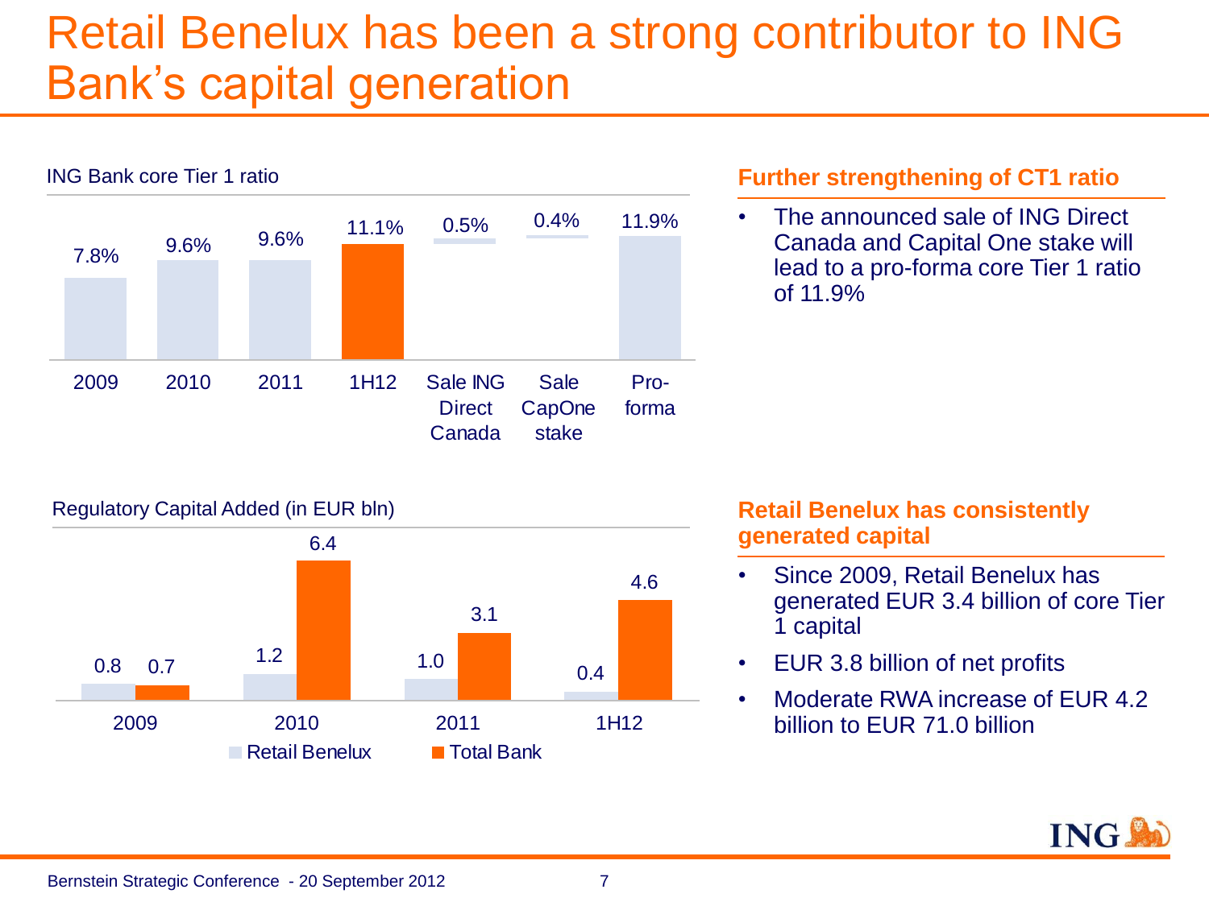# Retail Benelux has been a strong contributor to ING Bank's capital generation

**ING Bank core Tier 1 ratio**

| 2009 | 2010 | 2011 | 1H12 | Sale ING Direct Canada | Sale CapOne stake | Pro-forma |
|---|---|---|---|---|---|---|
| 7.8% | 9.6% | 9.6% | 11.1% | 0.5% | 0.4% | 11.9% |

**Regulatory Capital Added (in EUR bln)**

| | 2009 | 2010 | 2011 | 1H12 |
|---|---|---|---|---|
| Retail Benelux | 0.8 | 1.2 | 1.0 | 0.4 |
| Total Bank | 0.7 | 6.4 | 3.1 | 4.6 |

### Further strengthening of CT1 ratio

- The announced sale of ING Direct Canada and Capital One stake will lead to a pro-forma core Tier 1 ratio of 11.9%

### Retail Benelux has consistently generated capital

- Since 2009, Retail Benelux has generated EUR 3.4 billion of core Tier 1 capital
- EUR 3.8 billion of net profits
- Moderate RWA increase of EUR 4.2 billion to EUR 71.0 billion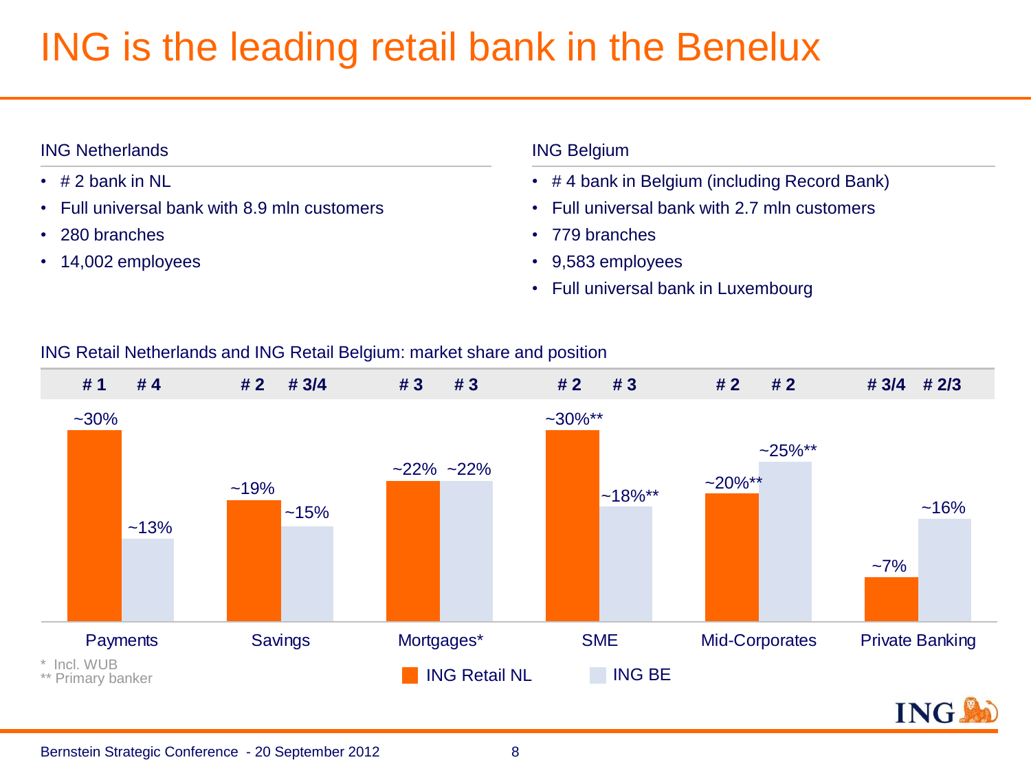# ING is the leading retail bank in the Benelux

**ING Netherlands**

- # 2 bank in NL
- Full universal bank with 8.9 mln customers
- 280 branches
- 14,002 employees

**ING Belgium**

- # 4 bank in Belgium (including Record Bank)
- Full universal bank with 2.7 mln customers
- 779 branches
- 9,583 employees
- Full universal bank in Luxembourg

**ING Retail Netherlands and ING Retail Belgium: market share and position**

| | ING Retail NL position | ING BE position | ING Retail NL share | ING BE share |
|---|---|---|---|---|
| Payments | # 1 | # 4 | ~30% | ~13% |
| Savings | # 2 | # 3/4 | ~19% | ~15% |
| Mortgages* | # 3 | # 3 | ~22% | ~22% |
| SME | # 2 | # 3 | ~30%** | ~18%** |
| Mid-Corporates | # 2 | # 2 | ~20%** | ~25%** |
| Private Banking | # 3/4 | # 2/3 | ~7% | ~16% |

\* Incl. WUB
** Primary banker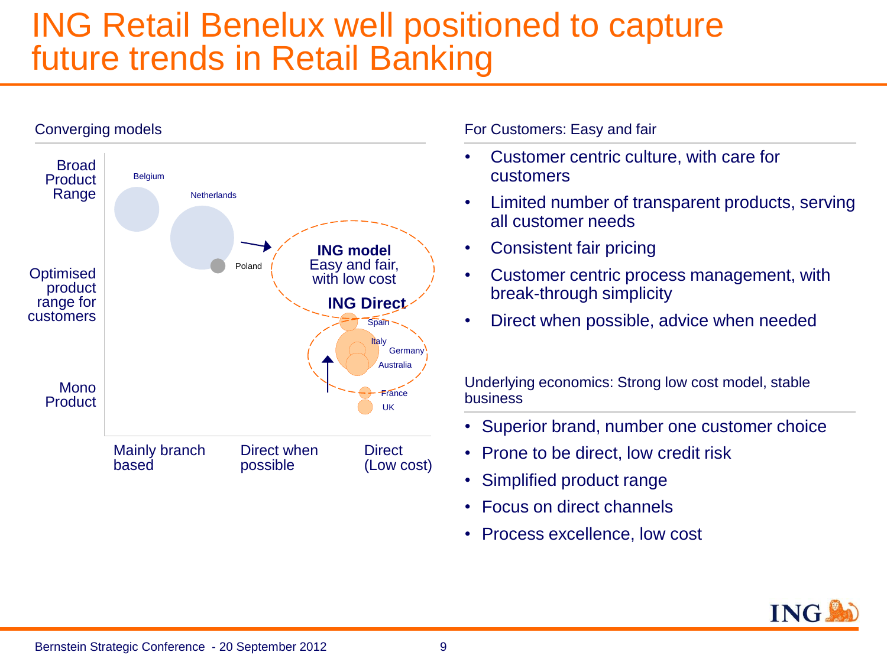# ING Retail Benelux well positioned to capture future trends in Retail Banking

## Converging models

Broad Product Range

Optimised product range for customers

Mono Product

Belgium

Netherlands

Poland

**ING model**
Easy and fair, with low cost

**ING Direct**

Spain

Italy

Germany

Australia

France

UK

Mainly branch based

Direct when possible

Direct (Low cost)

## For Customers: Easy and fair

- Customer centric culture, with care for customers
- Limited number of transparent products, serving all customer needs
- Consistent fair pricing
- Customer centric process management, with break-through simplicity
- Direct when possible, advice when needed

## Underlying economics: Strong low cost model, stable business

- Superior brand, number one customer choice
- Prone to be direct, low credit risk
- Simplified product range
- Focus on direct channels
- Process excellence, low cost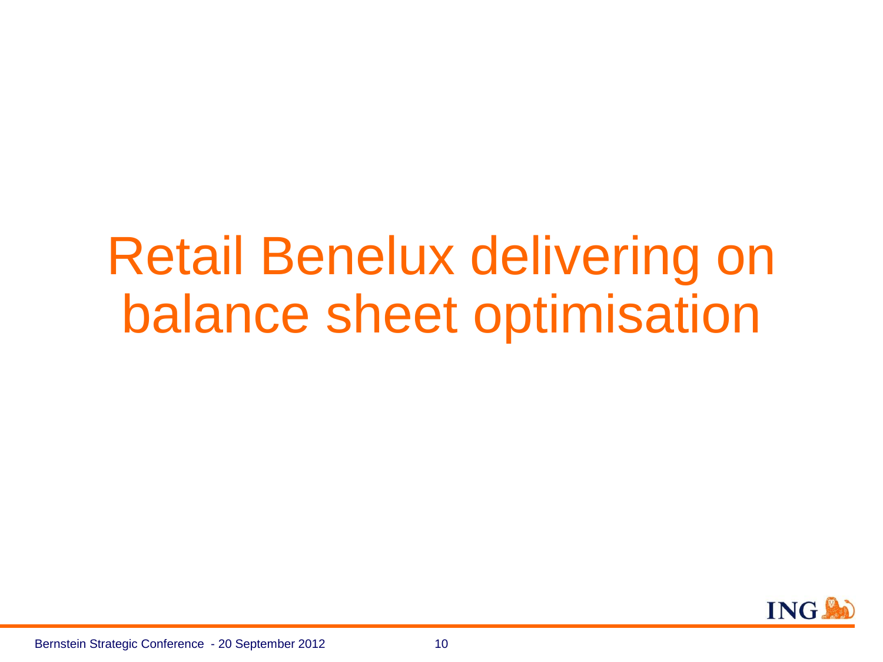# Retail Benelux delivering on balance sheet optimisation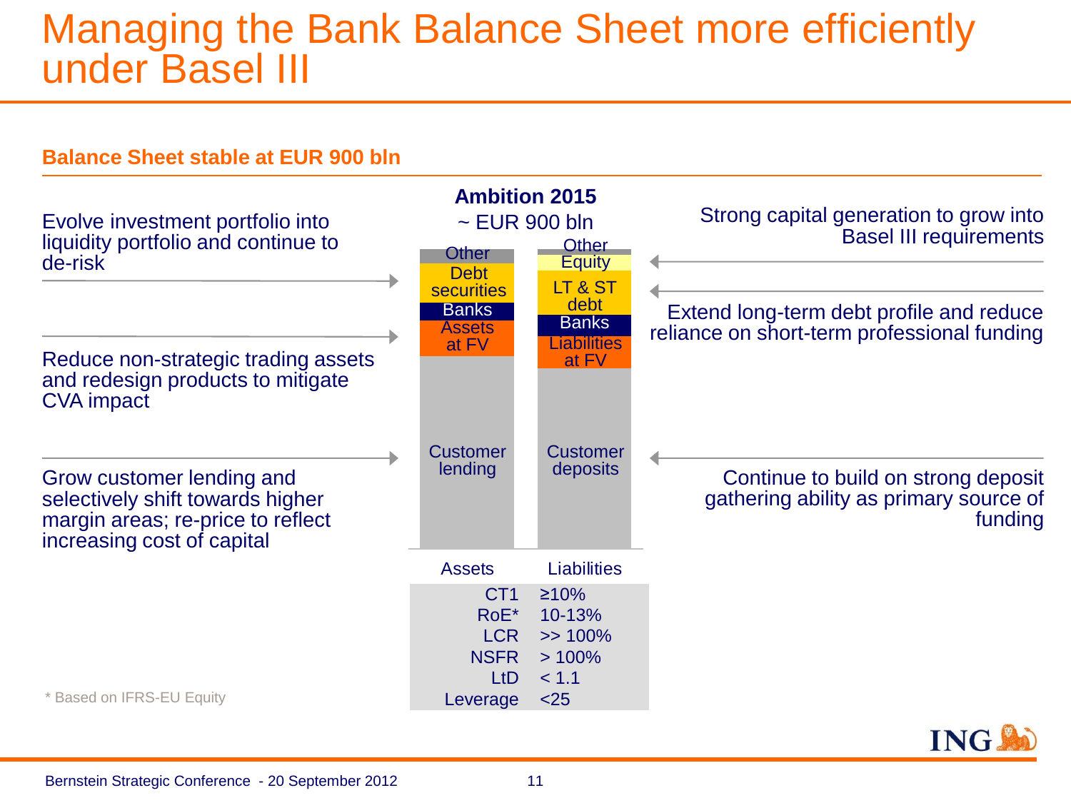# Managing the Bank Balance Sheet more efficiently under Basel III

## Balance Sheet stable at EUR 900 bln

**Ambition 2015**

~ EUR 900 bln

Evolve investment portfolio into liquidity portfolio and continue to de-risk

Reduce non-strategic trading assets and redesign products to mitigate CVA impact

Grow customer lending and selectively shift towards higher margin areas; re-price to reflect increasing cost of capital

| Assets | Liabilities |
|---|---|
| Other | Other |
| Debt securities | Equity |
| Banks | LT & ST debt |
| Assets at FV | Banks |
| Customer lending | Liabilities at FV |
| | Customer deposits |

Strong capital generation to grow into Basel III requirements

Extend long-term debt profile and reduce reliance on short-term professional funding

Continue to build on strong deposit gathering ability as primary source of funding

| | |
|---|---|
| CT1 | ≥10% |
| RoE* | 10-13% |
| LCR | >> 100% |
| NSFR | > 100% |
| LtD | < 1.1 |
| Leverage | <25 |

\* Based on IFRS-EU Equity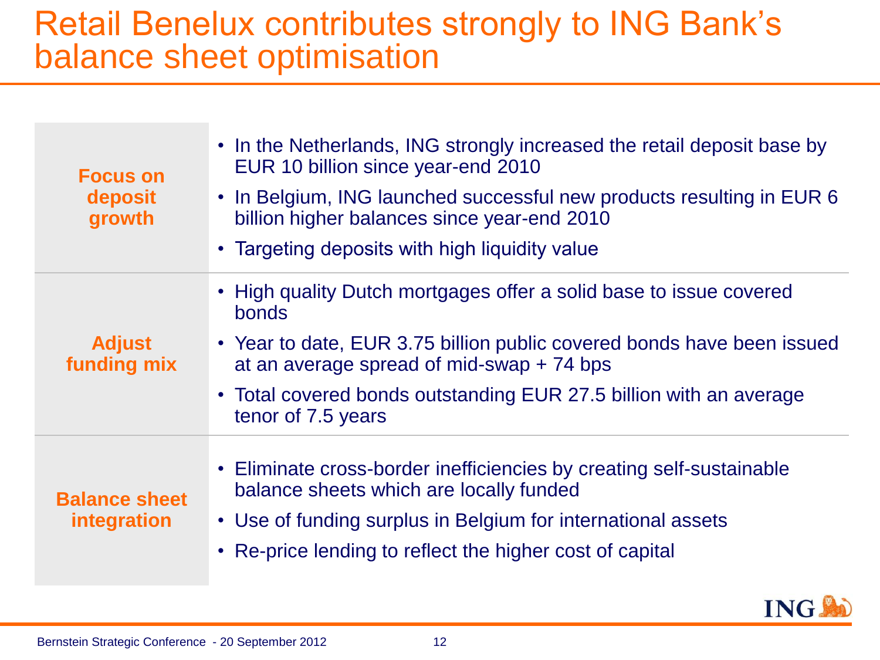# Retail Benelux contributes strongly to ING Bank's balance sheet optimisation

| | |
|---|---|
| **Focus on deposit growth** | • In the Netherlands, ING strongly increased the retail deposit base by EUR 10 billion since year-end 2010<br>• In Belgium, ING launched successful new products resulting in EUR 6 billion higher balances since year-end 2010<br>• Targeting deposits with high liquidity value |
| **Adjust funding mix** | • High quality Dutch mortgages offer a solid base to issue covered bonds<br>• Year to date, EUR 3.75 billion public covered bonds have been issued at an average spread of mid-swap + 74 bps<br>• Total covered bonds outstanding EUR 27.5 billion with an average tenor of 7.5 years |
| **Balance sheet integration** | • Eliminate cross-border inefficiencies by creating self-sustainable balance sheets which are locally funded<br>• Use of funding surplus in Belgium for international assets<br>• Re-price lending to reflect the higher cost of capital |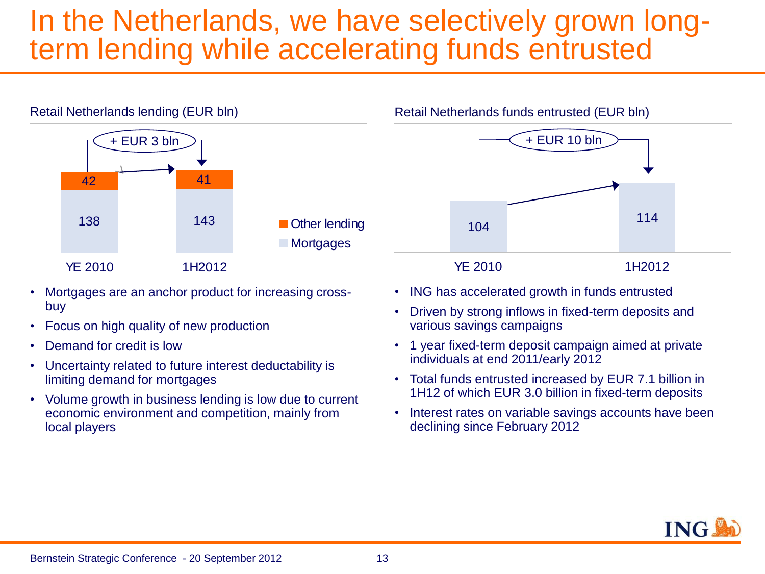# In the Netherlands, we have selectively grown long-term lending while accelerating funds entrusted

**Retail Netherlands lending (EUR bln)**

| | YE 2010 | 1H2012 |
|---|---|---|
| Other lending | 42 | 41 |
| Mortgages | 138 | 143 |

+ EUR 3 bln

- Mortgages are an anchor product for increasing cross-buy
- Focus on high quality of new production
- Demand for credit is low
- Uncertainty related to future interest deductability is limiting demand for mortgages
- Volume growth in business lending is low due to current economic environment and competition, mainly from local players

**Retail Netherlands funds entrusted (EUR bln)**

| YE 2010 | 1H2012 |
|---|---|
| 104 | 114 |

+ EUR 10 bln

- ING has accelerated growth in funds entrusted
- Driven by strong inflows in fixed-term deposits and various savings campaigns
- 1 year fixed-term deposit campaign aimed at private individuals at end 2011/early 2012
- Total funds entrusted increased by EUR 7.1 billion in 1H12 of which EUR 3.0 billion in fixed-term deposits
- Interest rates on variable savings accounts have been declining since February 2012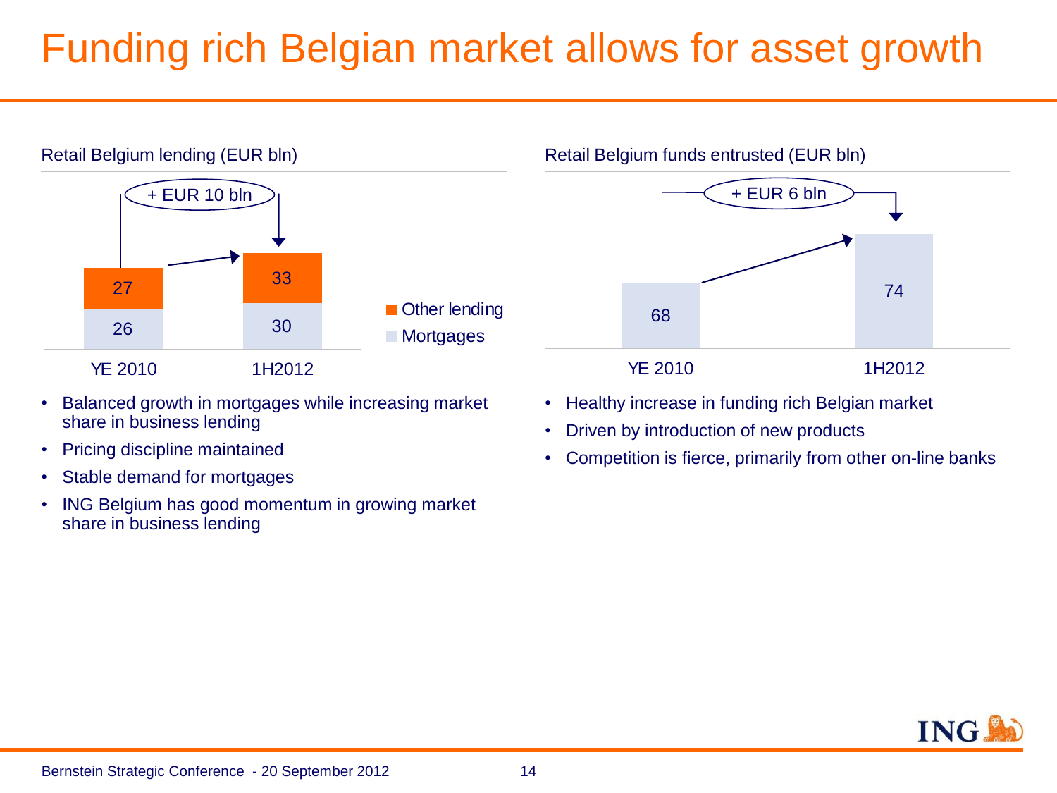# Funding rich Belgian market allows for asset growth

## Retail Belgium lending (EUR bln)

+ EUR 10 bln

| | YE 2010 | 1H2012 |
|---|---|---|
| Other lending | 27 | 33 |
| Mortgages | 26 | 30 |

- Balanced growth in mortgages while increasing market share in business lending
- Pricing discipline maintained
- Stable demand for mortgages
- ING Belgium has good momentum in growing market share in business lending

## Retail Belgium funds entrusted (EUR bln)

+ EUR 6 bln

| YE 2010 | 1H2012 |
|---|---|
| 68 | 74 |

- Healthy increase in funding rich Belgian market
- Driven by introduction of new products
- Competition is fierce, primarily from other on-line banks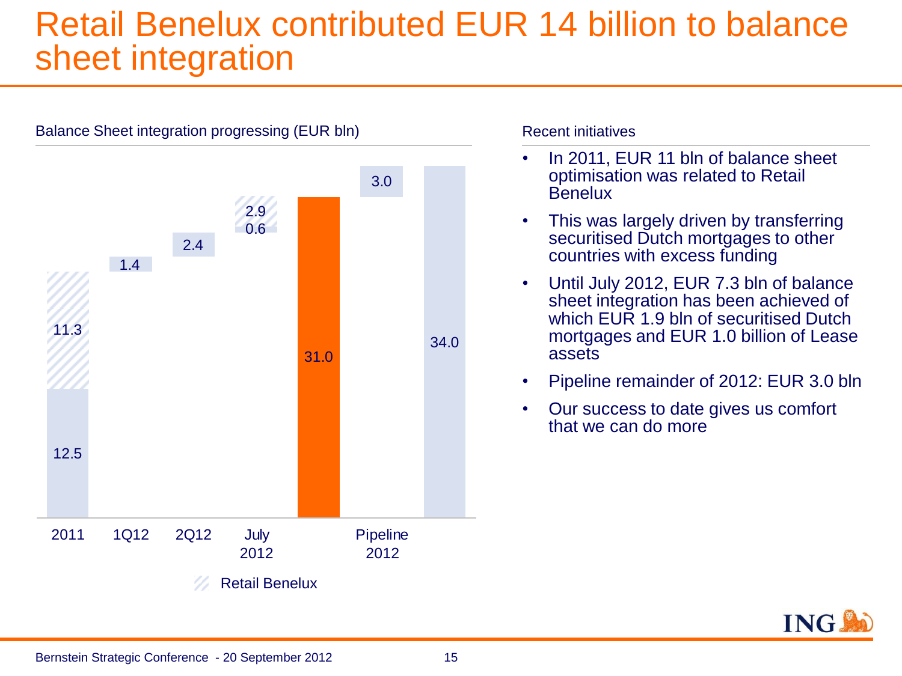# Retail Benelux contributed EUR 14 billion to balance sheet integration

Balance Sheet integration progressing (EUR bln)

| | 2011 | 1Q12 | 2Q12 | July 2012 | | Pipeline 2012 | |
|---|---|---|---|---|---|---|---|
| Retail Benelux | 11.3 | | | 2.9 | | | |
| Other | 12.5 | 1.4 | 2.4 | 0.6 | 31.0 | 3.0 | 34.0 |

Retail Benelux

Recent initiatives

- In 2011, EUR 11 bln of balance sheet optimisation was related to Retail Benelux
- This was largely driven by transferring securitised Dutch mortgages to other countries with excess funding
- Until July 2012, EUR 7.3 bln of balance sheet integration has been achieved of which EUR 1.9 bln of securitised Dutch mortgages and EUR 1.0 billion of Lease assets
- Pipeline remainder of 2012: EUR 3.0 bln
- Our success to date gives us comfort that we can do more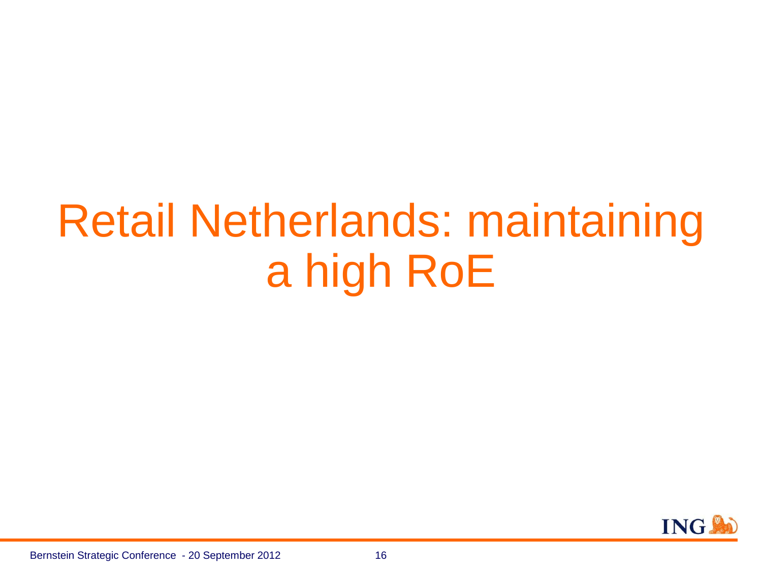# Retail Netherlands: maintaining a high RoE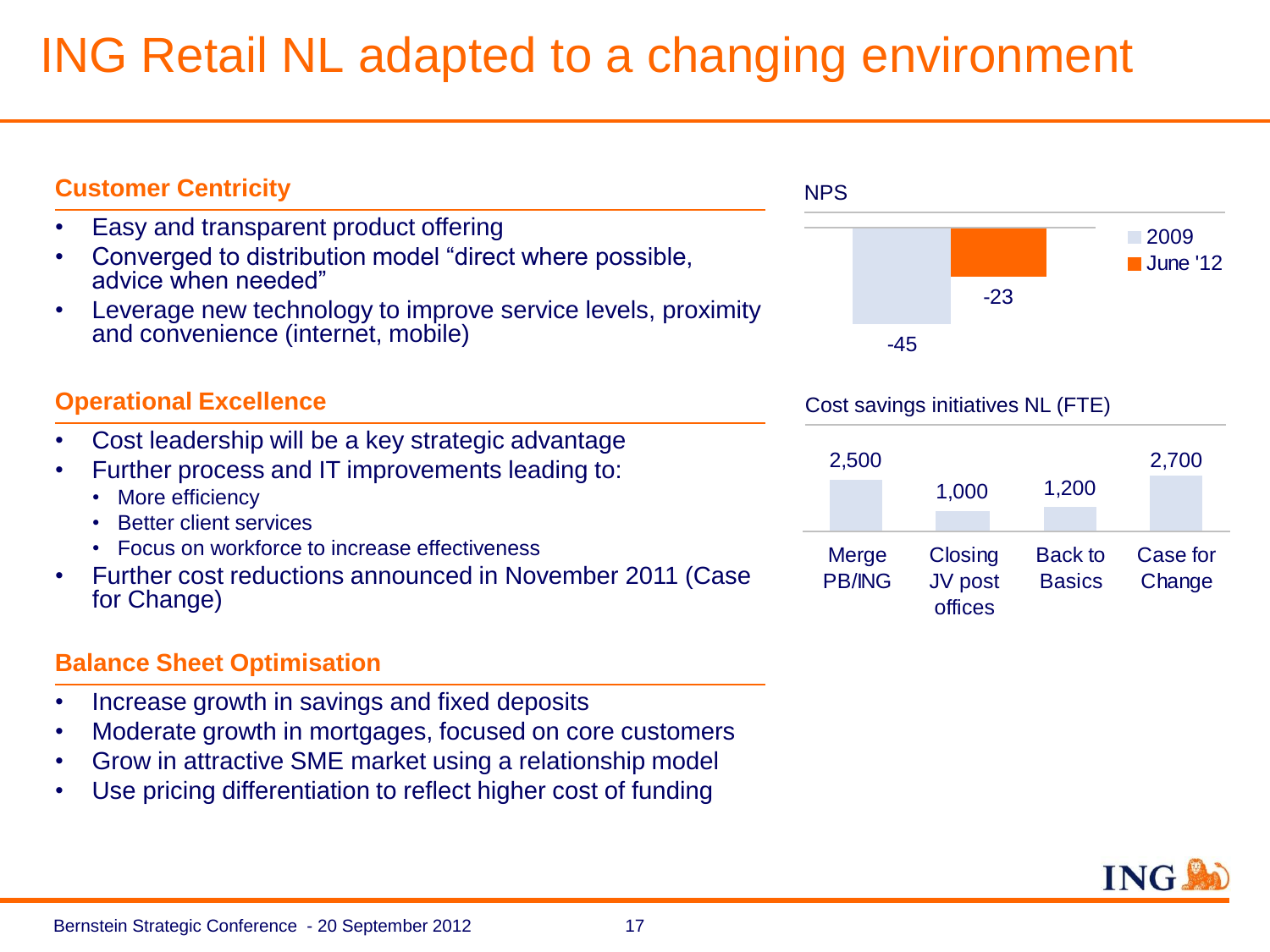# ING Retail NL adapted to a changing environment

## Customer Centricity

- Easy and transparent product offering
- Converged to distribution model "direct where possible, advice when needed"
- Leverage new technology to improve service levels, proximity and convenience (internet, mobile)

## Operational Excellence

- Cost leadership will be a key strategic advantage
- Further process and IT improvements leading to:
  - More efficiency
  - Better client services
  - Focus on workforce to increase effectiveness
- Further cost reductions announced in November 2011 (Case for Change)

## Balance Sheet Optimisation

- Increase growth in savings and fixed deposits
- Moderate growth in mortgages, focused on core customers
- Grow in attractive SME market using a relationship model
- Use pricing differentiation to reflect higher cost of funding

**NPS**

| | NPS |
| --- | --- |
| 2009 | -45 |
| June '12 | -23 |

**Cost savings initiatives NL (FTE)**

| Merge PB/ING | Closing JV post offices | Back to Basics | Case for Change |
| --- | --- | --- | --- |
| 2,500 | 1,000 | 1,200 | 2,700 |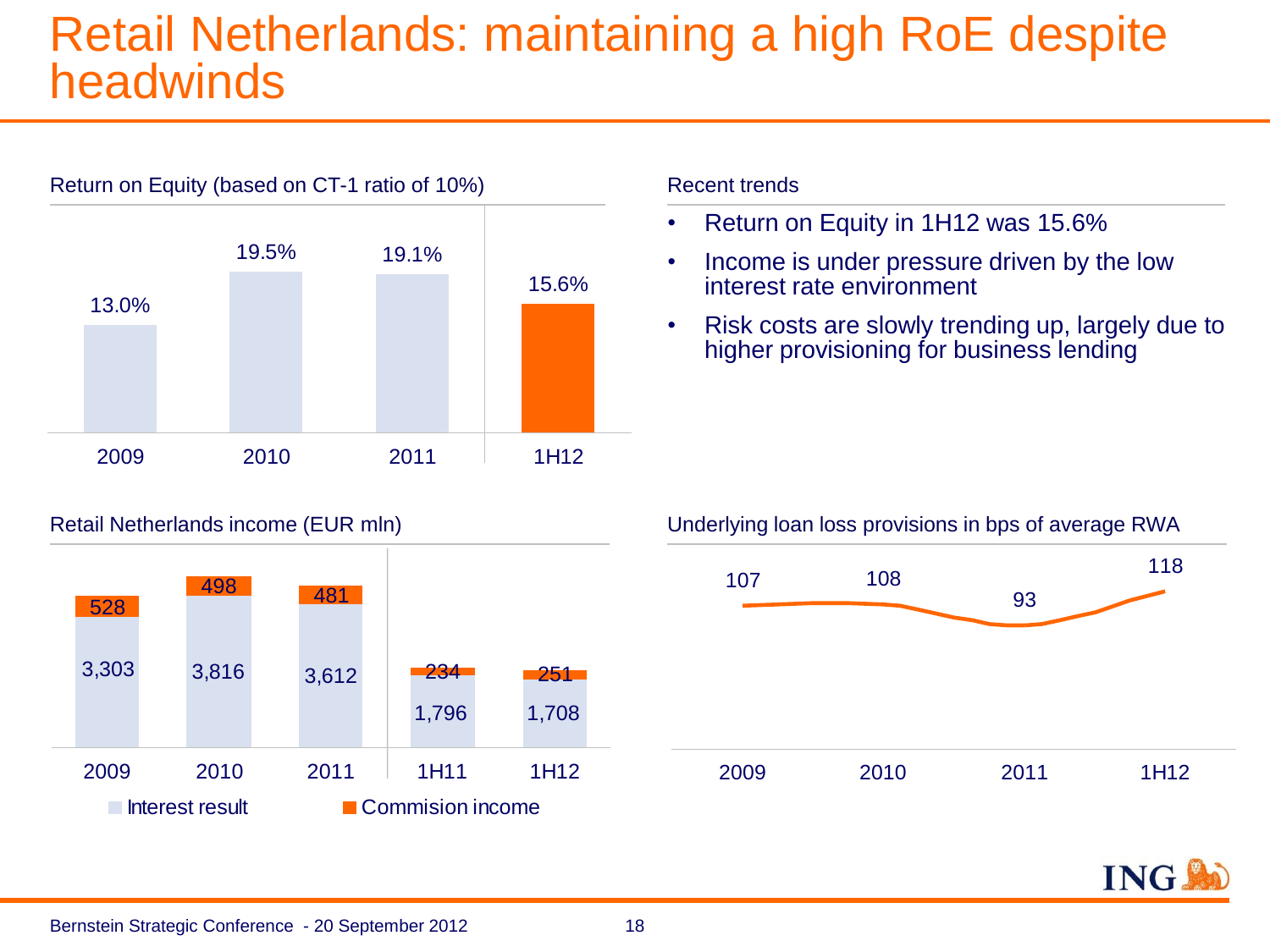# Retail Netherlands: maintaining a high RoE despite headwinds

## Return on Equity (based on CT-1 ratio of 10%)

| 2009 | 2010 | 2011 | 1H12 |
|---|---|---|---|
| 13.0% | 19.5% | 19.1% | 15.6% |

## Recent trends

- Return on Equity in 1H12 was 15.6%
- Income is under pressure driven by the low interest rate environment
- Risk costs are slowly trending up, largely due to higher provisioning for business lending

## Retail Netherlands income (EUR mln)

| | 2009 | 2010 | 2011 | 1H11 | 1H12 |
|---|---|---|---|---|---|
| Interest result | 3,303 | 3,816 | 3,612 | 1,796 | 1,708 |
| Commision income | 528 | 498 | 481 | 234 | 251 |

## Underlying loan loss provisions in bps of average RWA

| 2009 | 2010 | 2011 | 1H12 |
|---|---|---|---|
| 107 | 108 | 93 | 118 |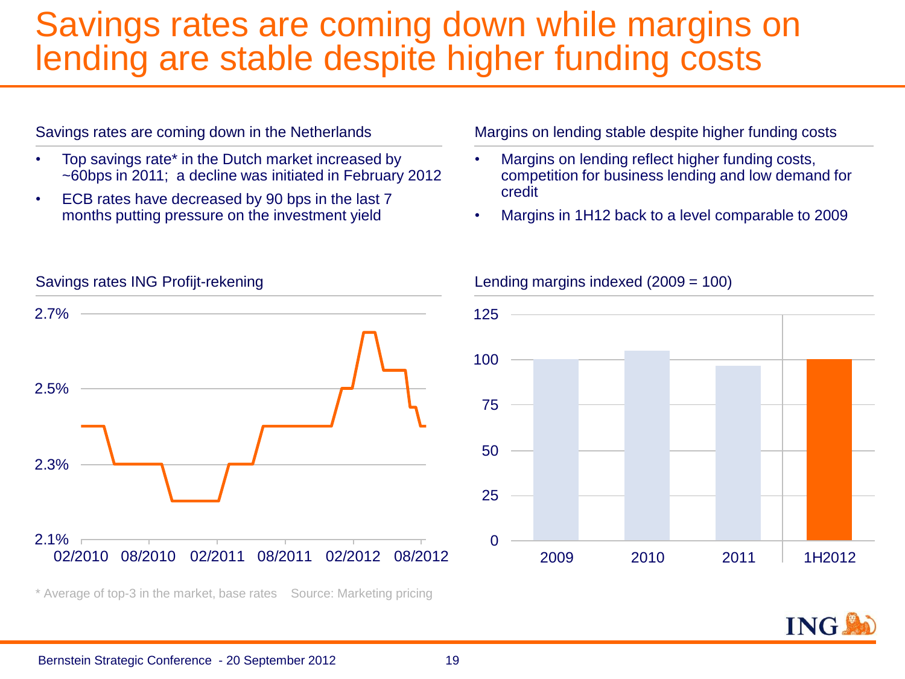# Savings rates are coming down while margins on lending are stable despite higher funding costs

## Savings rates are coming down in the Netherlands

- Top savings rate* in the Dutch market increased by ~60bps in 2011; a decline was initiated in February 2012
- ECB rates have decreased by 90 bps in the last 7 months putting pressure on the investment yield

### Savings rates ING Profijt-rekening

2.7%
2.5%
2.3%
2.1%
02/2010 08/2010 02/2011 08/2011 02/2012 08/2012

\* Average of top-3 in the market, base rates    Source: Marketing pricing

## Margins on lending stable despite higher funding costs

- Margins on lending reflect higher funding costs, competition for business lending and low demand for credit
- Margins in 1H12 back to a level comparable to 2009

### Lending margins indexed (2009 = 100)

125
100
75
50
25
0
2009 2010 2011 1H2012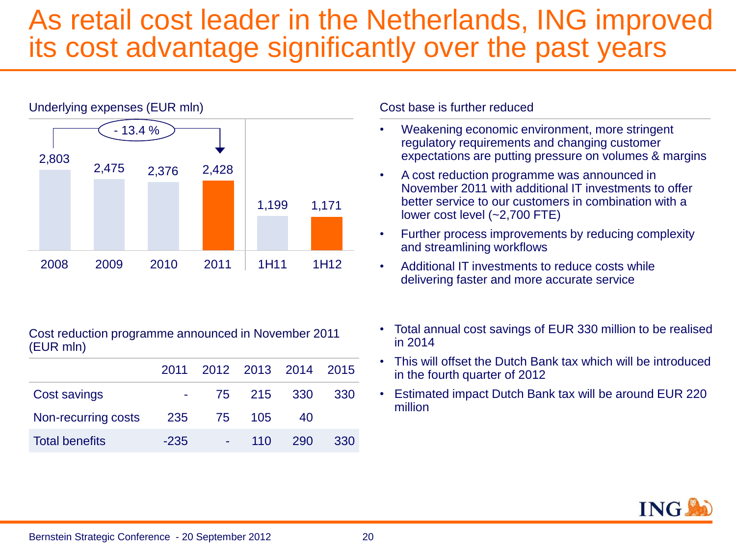# As retail cost leader in the Netherlands, ING improved its cost advantage significantly over the past years

**Underlying expenses (EUR mln)**

| 2008 | 2009 | 2010 | 2011 | 1H11 | 1H12 |
|---|---|---|---|---|---|
| 2,803 | 2,475 | 2,376 | 2,428 | 1,199 | 1,171 |

- 13.4 % (2008–2011)

**Cost base is further reduced**

- Weakening economic environment, more stringent regulatory requirements and changing customer expectations are putting pressure on volumes & margins
- A cost reduction programme was announced in November 2011 with additional IT investments to offer better service to our customers in combination with a lower cost level (~2,700 FTE)
- Further process improvements by reducing complexity and streamlining workflows
- Additional IT investments to reduce costs while delivering faster and more accurate service

**Cost reduction programme announced in November 2011 (EUR mln)**

| | 2011 | 2012 | 2013 | 2014 | 2015 |
|---|---|---|---|---|---|
| Cost savings | - | 75 | 215 | 330 | 330 |
| Non-recurring costs | 235 | 75 | 105 | 40 | |
| Total benefits | -235 | - | 110 | 290 | 330 |

- Total annual cost savings of EUR 330 million to be realised in 2014
- This will offset the Dutch Bank tax which will be introduced in the fourth quarter of 2012
- Estimated impact Dutch Bank tax will be around EUR 220 million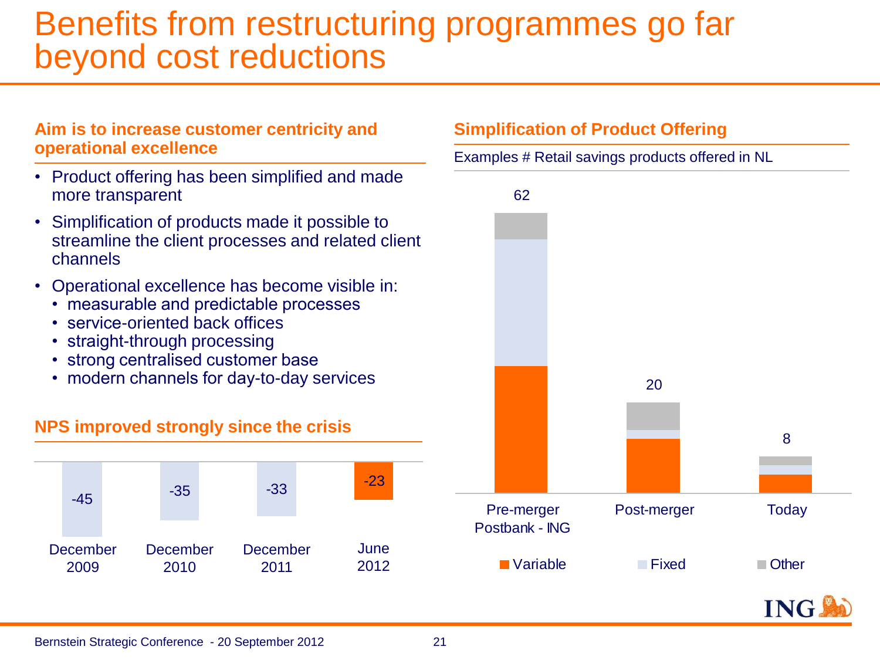# Benefits from restructuring programmes go far beyond cost reductions

## Aim is to increase customer centricity and operational excellence

- Product offering has been simplified and made more transparent
- Simplification of products made it possible to streamline the client processes and related client channels
- Operational excellence has become visible in:
  - measurable and predictable processes
  - service-oriented back offices
  - straight-through processing
  - strong centralised customer base
  - modern channels for day-to-day services

## NPS improved strongly since the crisis

| December 2009 | December 2010 | December 2011 | June 2012 |
|---|---|---|---|
| -45 | -35 | -33 | -23 |

## Simplification of Product Offering

Examples # Retail savings products offered in NL

| | Pre-merger Postbank - ING | Post-merger | Today |
|---|---|---|---|
| Total | 62 | 20 | 8 |

Variable, Fixed, Other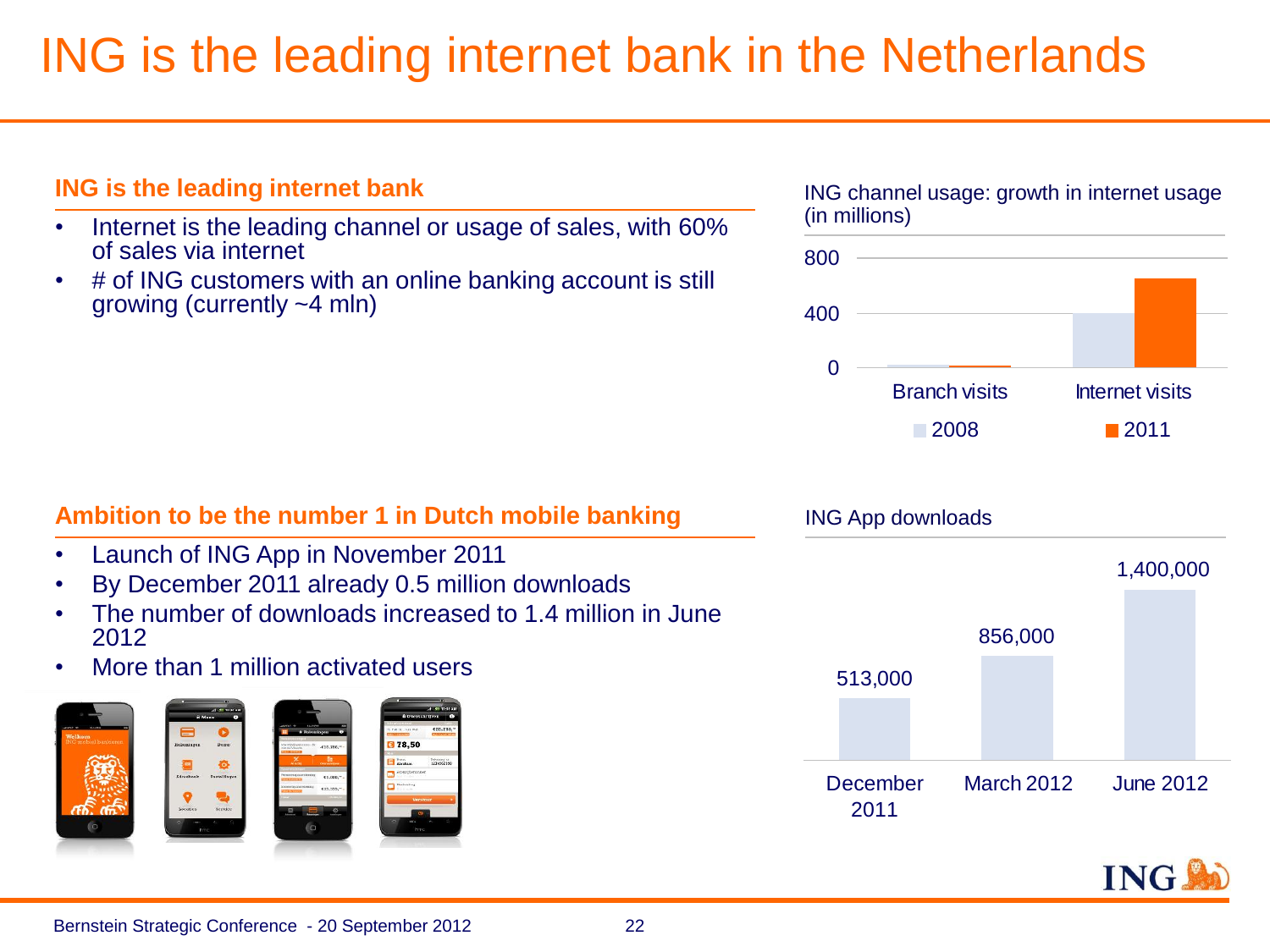# ING is the leading internet bank in the Netherlands

## ING is the leading internet bank

- Internet is the leading channel or usage of sales, with 60% of sales via internet
- # of ING customers with an online banking account is still growing (currently ~4 mln)

ING channel usage: growth in internet usage (in millions)

| | 2008 | 2011 |
|---|---|---|
| Branch visits | | |
| Internet visits | | |

## Ambition to be the number 1 in Dutch mobile banking

- Launch of ING App in November 2011
- By December 2011 already 0.5 million downloads
- The number of downloads increased to 1.4 million in June 2012
- More than 1 million activated users

ING App downloads

| December 2011 | March 2012 | June 2012 |
|---|---|---|
| 513,000 | 856,000 | 1,400,000 |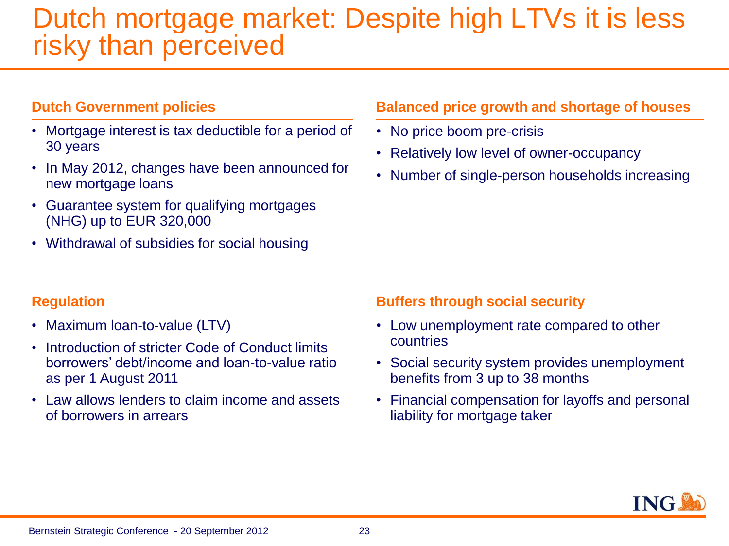# Dutch mortgage market: Despite high LTVs it is less risky than perceived

## Dutch Government policies

- Mortgage interest is tax deductible for a period of 30 years
- In May 2012, changes have been announced for new mortgage loans
- Guarantee system for qualifying mortgages (NHG) up to EUR 320,000
- Withdrawal of subsidies for social housing

## Balanced price growth and shortage of houses

- No price boom pre-crisis
- Relatively low level of owner-occupancy
- Number of single-person households increasing

## Regulation

- Maximum loan-to-value (LTV)
- Introduction of stricter Code of Conduct limits borrowers' debt/income and loan-to-value ratio as per 1 August 2011
- Law allows lenders to claim income and assets of borrowers in arrears

## Buffers through social security

- Low unemployment rate compared to other countries
- Social security system provides unemployment benefits from 3 up to 38 months
- Financial compensation for layoffs and personal liability for mortgage taker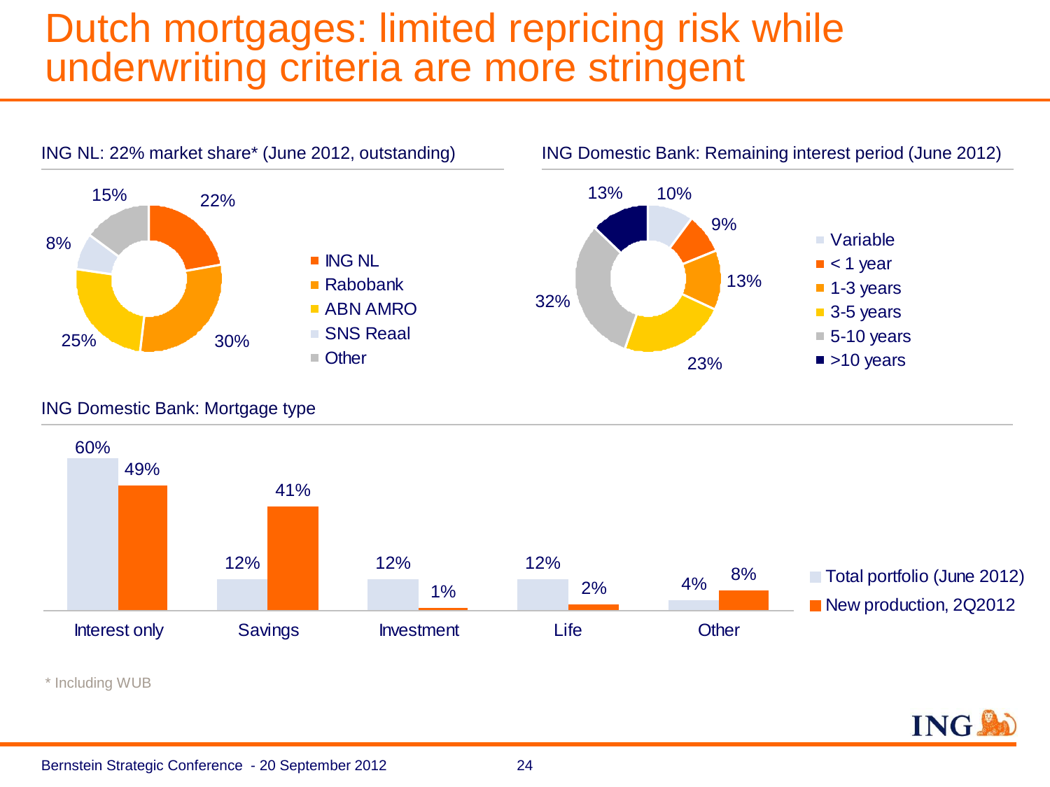# Dutch mortgages: limited repricing risk while underwriting criteria are more stringent

### ING NL: 22% market share* (June 2012, outstanding)

| Bank | Share |
|---|---|
| ING NL | 22% |
| Rabobank | 30% |
| ABN AMRO | 25% |
| SNS Reaal | 8% |
| Other | 15% |

### ING Domestic Bank: Remaining interest period (June 2012)

| Period | Share |
|---|---|
| Variable | 10% |
| < 1 year | 9% |
| 1-3 years | 13% |
| 3-5 years | 23% |
| 5-10 years | 32% |
| >10 years | 13% |

### ING Domestic Bank: Mortgage type

| Mortgage type | Total portfolio (June 2012) | New production, 2Q2012 |
|---|---|---|
| Interest only | 60% | 49% |
| Savings | 12% | 41% |
| Investment | 12% | 1% |
| Life | 12% | 2% |
| Other | 4% | 8% |

* Including WUB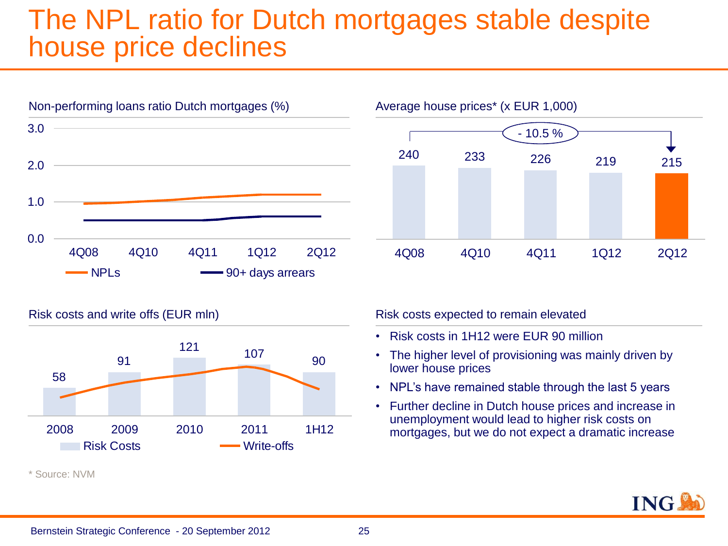# The NPL ratio for Dutch mortgages stable despite house price declines

**Non-performing loans ratio Dutch mortgages (%)**

| | 4Q08 | 4Q10 | 4Q11 | 1Q12 | 2Q12 |
|---|---|---|---|---|---|
| NPLs | ~1.0 | ~1.0 | ~1.1 | ~1.2 | ~1.2 |
| 90+ days arrears | ~0.5 | ~0.5 | ~0.5 | ~0.6 | ~0.6 |

**Average house prices* (x EUR 1,000)**

| 4Q08 | 4Q10 | 4Q11 | 1Q12 | 2Q12 |
|---|---|---|---|---|
| 240 | 233 | 226 | 219 | 215 |

- 10.5 %

**Risk costs and write offs (EUR mln)**

| | 2008 | 2009 | 2010 | 2011 | 1H12 |
|---|---|---|---|---|---|
| Risk Costs | 58 | 91 | 121 | 107 | 90 |

Write-offs shown as line.

**Risk costs expected to remain elevated**

- Risk costs in 1H12 were EUR 90 million
- The higher level of provisioning was mainly driven by lower house prices
- NPL's have remained stable through the last 5 years
- Further decline in Dutch house prices and increase in unemployment would lead to higher risk costs on mortgages, but we do not expect a dramatic increase

* Source: NVM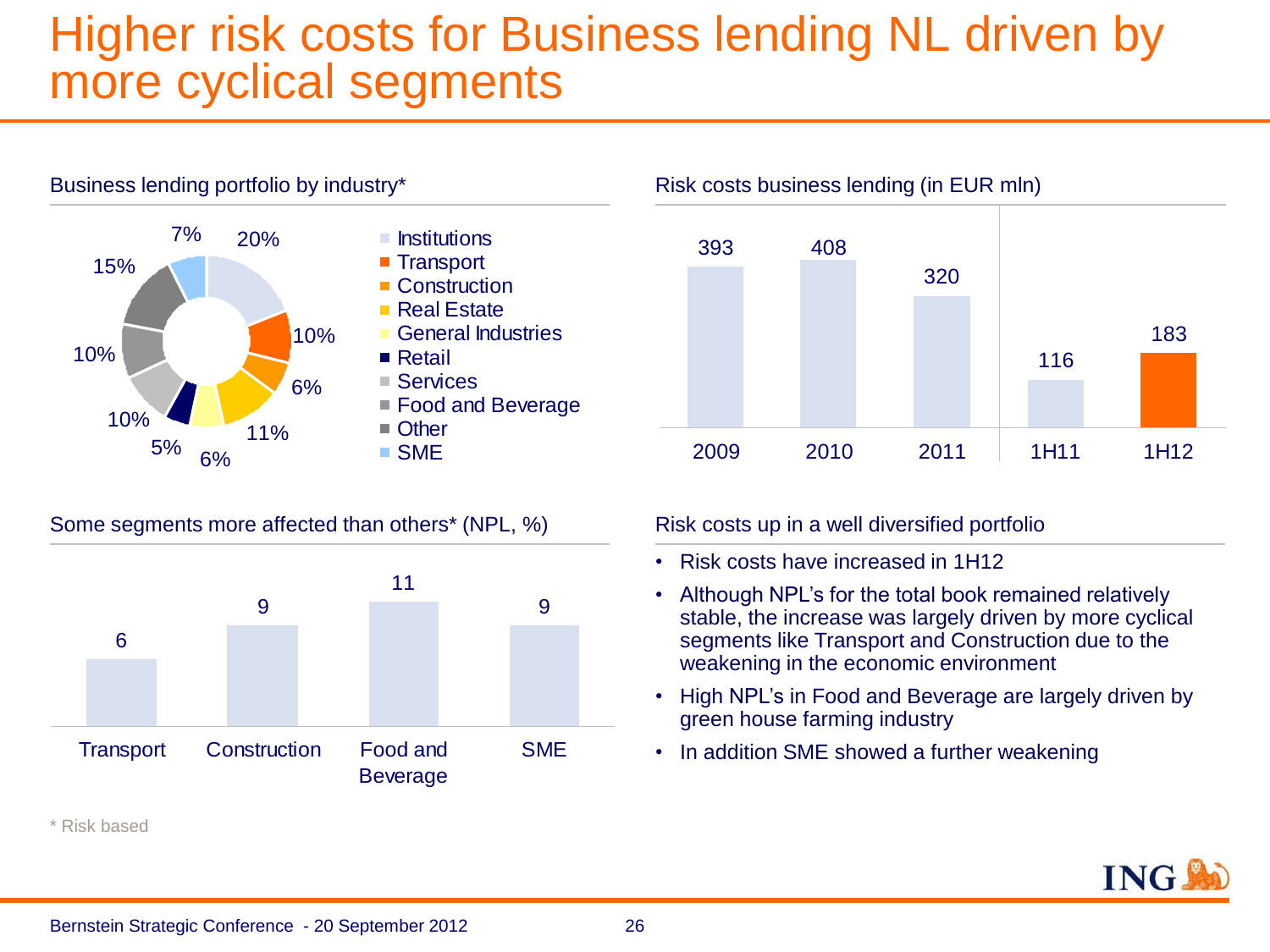# Higher risk costs for Business lending NL driven by more cyclical segments

## Business lending portfolio by industry*

| Industry | Share |
|---|---|
| Institutions | 20% |
| Transport | 10% |
| Construction | 6% |
| Real Estate | 11% |
| General Industries | 6% |
| Retail | 5% |
| Services | 10% |
| Food and Beverage | 10% |
| Other | 15% |
| SME | 7% |

## Risk costs business lending (in EUR mln)

| 2009 | 2010 | 2011 | 1H11 | 1H12 |
|---|---|---|---|---|
| 393 | 408 | 320 | 116 | 183 |

## Some segments more affected than others* (NPL, %)

| Transport | Construction | Food and Beverage | SME |
|---|---|---|---|
| 6 | 9 | 11 | 9 |

## Risk costs up in a well diversified portfolio

- Risk costs have increased in 1H12
- Although NPL's for the total book remained relatively stable, the increase was largely driven by more cyclical segments like Transport and Construction due to the weakening in the economic environment
- High NPL's in Food and Beverage are largely driven by green house farming industry
- In addition SME showed a further weakening

* Risk based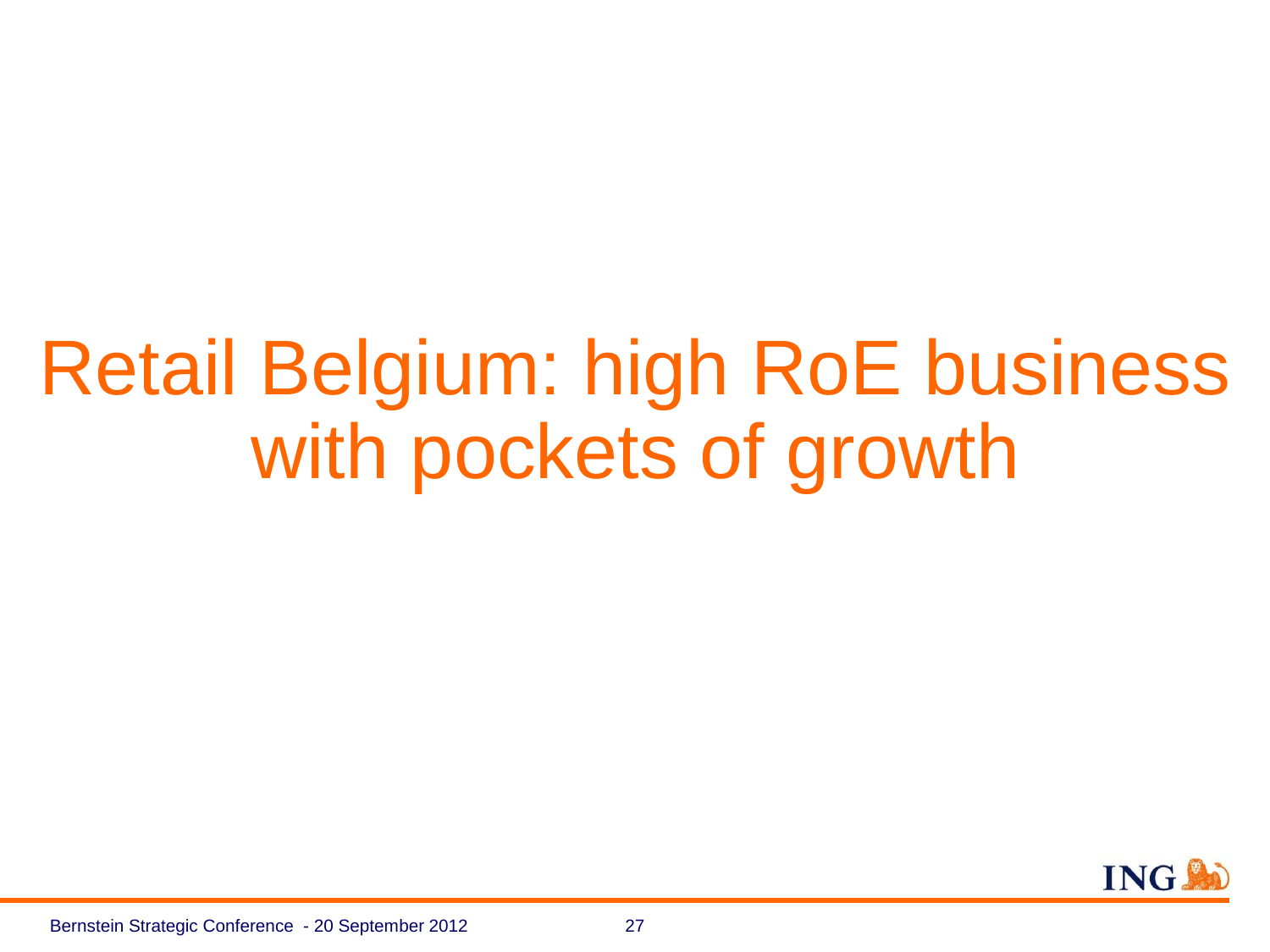# Retail Belgium: high RoE business with pockets of growth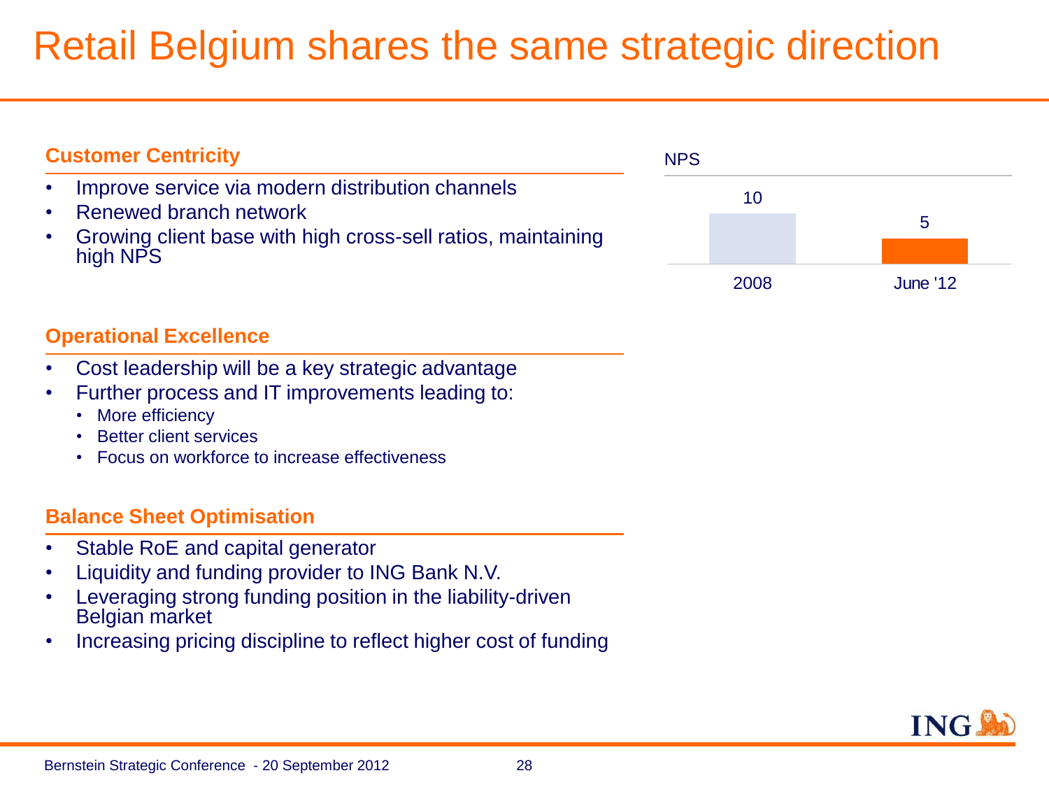# Retail Belgium shares the same strategic direction

### Customer Centricity

- Improve service via modern distribution channels
- Renewed branch network
- Growing client base with high cross-sell ratios, maintaining high NPS

NPS

| 2008 | June '12 |
| --- | --- |
| 10 | 5 |

### Operational Excellence

- Cost leadership will be a key strategic advantage
- Further process and IT improvements leading to:
  - More efficiency
  - Better client services
  - Focus on workforce to increase effectiveness

### Balance Sheet Optimisation

- Stable RoE and capital generator
- Liquidity and funding provider to ING Bank N.V.
- Leveraging strong funding position in the liability-driven Belgian market
- Increasing pricing discipline to reflect higher cost of funding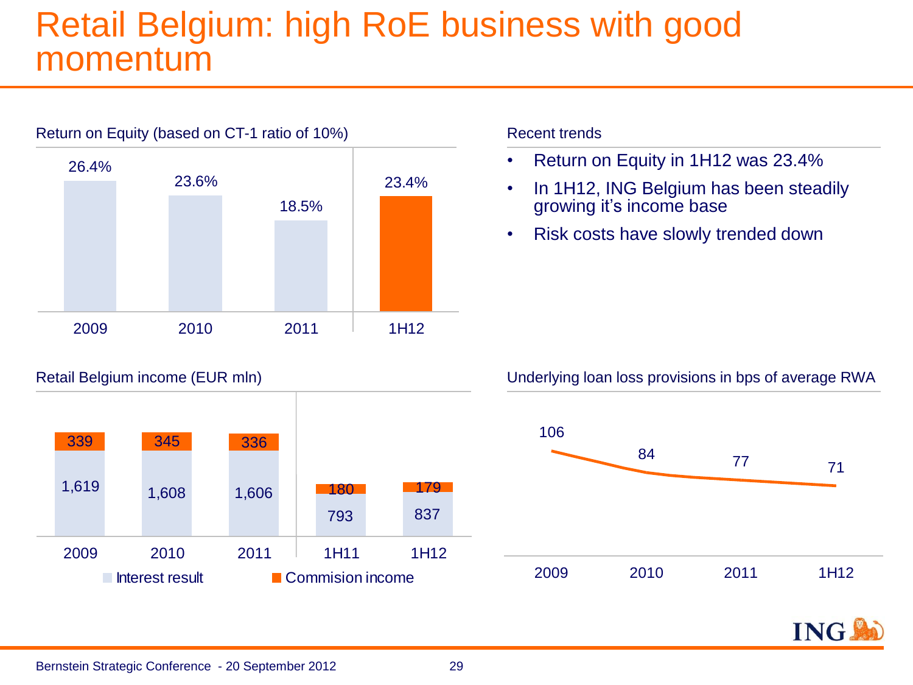# Retail Belgium: high RoE business with good momentum

### Return on Equity (based on CT-1 ratio of 10%)

| 2009 | 2010 | 2011 | 1H12 |
|---|---|---|---|
| 26.4% | 23.6% | 18.5% | 23.4% |

### Recent trends

- Return on Equity in 1H12 was 23.4%
- In 1H12, ING Belgium has been steadily growing it's income base
- Risk costs have slowly trended down

### Retail Belgium income (EUR mln)

| | 2009 | 2010 | 2011 | 1H11 | 1H12 |
|---|---|---|---|---|---|
| Commision income | 339 | 345 | 336 | 180 | 179 |
| Interest result | 1,619 | 1,608 | 1,606 | 793 | 837 |

### Underlying loan loss provisions in bps of average RWA

| 2009 | 2010 | 2011 | 1H12 |
|---|---|---|---|
| 106 | 84 | 77 | 71 |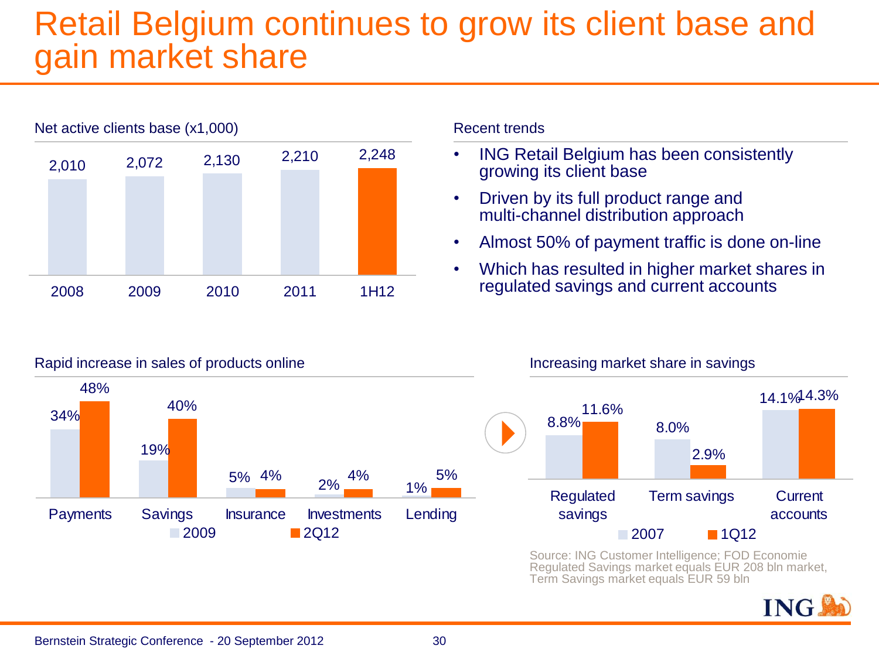# Retail Belgium continues to grow its client base and gain market share

**Net active clients base (x1,000)**

| 2008 | 2009 | 2010 | 2011 | 1H12 |
|---|---|---|---|---|
| 2,010 | 2,072 | 2,130 | 2,210 | 2,248 |

**Recent trends**

- ING Retail Belgium has been consistently growing its client base
- Driven by its full product range and multi-channel distribution approach
- Almost 50% of payment traffic is done on-line
- Which has resulted in higher market shares in regulated savings and current accounts

**Rapid increase in sales of products online**

| | 2009 | 2Q12 |
|---|---|---|
| Payments | 34% | 48% |
| Savings | 19% | 40% |
| Insurance | 5% | 4% |
| Investments | 2% | 4% |
| Lending | 1% | 5% |

**Increasing market share in savings**

| | 2007 | 1Q12 |
|---|---|---|
| Regulated savings | 8.8% | 11.6% |
| Term savings | 8.0% | 2.9% |
| Current accounts | 14.1% | 14.3% |

Source: ING Customer Intelligence; FOD Economie
Regulated Savings market equals EUR 208 bln market, Term Savings market equals EUR 59 bln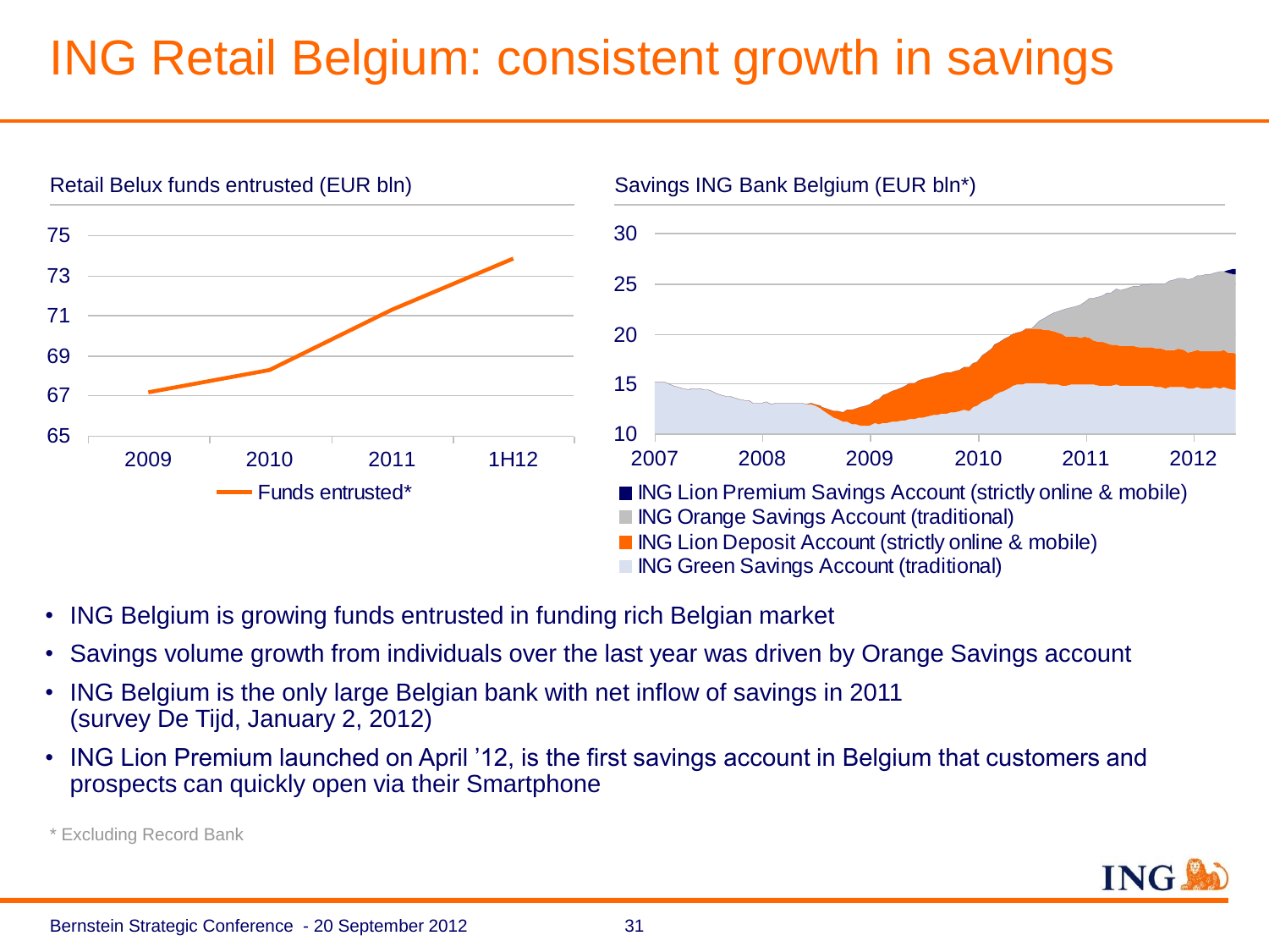# ING Retail Belgium: consistent growth in savings

Retail Belux funds entrusted (EUR bln)

Savings ING Bank Belgium (EUR bln*)

- ING Belgium is growing funds entrusted in funding rich Belgian market
- Savings volume growth from individuals over the last year was driven by Orange Savings account
- ING Belgium is the only large Belgian bank with net inflow of savings in 2011 (survey De Tijd, January 2, 2012)
- ING Lion Premium launched on April '12, is the first savings account in Belgium that customers and prospects can quickly open via their Smartphone

\* Excluding Record Bank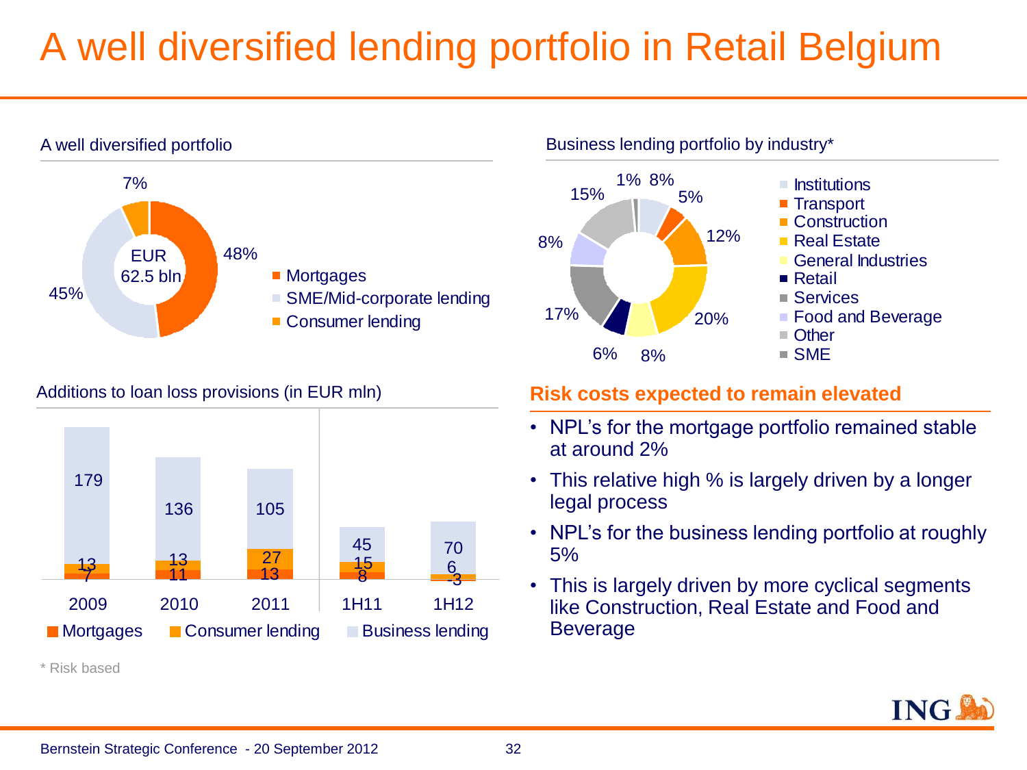# A well diversified lending portfolio in Retail Belgium

## A well diversified portfolio

EUR 62.5 bln

| Segment | Share |
|---|---|
| Mortgages | 48% |
| SME/Mid-corporate lending | 45% |
| Consumer lending | 7% |

## Business lending portfolio by industry*

| Industry | Share |
|---|---|
| Institutions | 8% |
| Transport | 5% |
| Construction | 12% |
| Real Estate | 20% |
| General Industries | 8% |
| Retail | 6% |
| Services | 17% |
| Food and Beverage | 8% |
| Other | 15% |
| SME | 1% |

## Additions to loan loss provisions (in EUR mln)

| | 2009 | 2010 | 2011 | 1H11 | 1H12 |
|---|---|---|---|---|---|
| Mortgages | 7 | 11 | 13 | 8 | -3 |
| Consumer lending | 13 | 13 | 27 | 15 | 6 |
| Business lending | 179 | 136 | 105 | 45 | 70 |

## Risk costs expected to remain elevated

- NPL's for the mortgage portfolio remained stable at around 2%
- This relative high % is largely driven by a longer legal process
- NPL's for the business lending portfolio at roughly 5%
- This is largely driven by more cyclical segments like Construction, Real Estate and Food and Beverage

* Risk based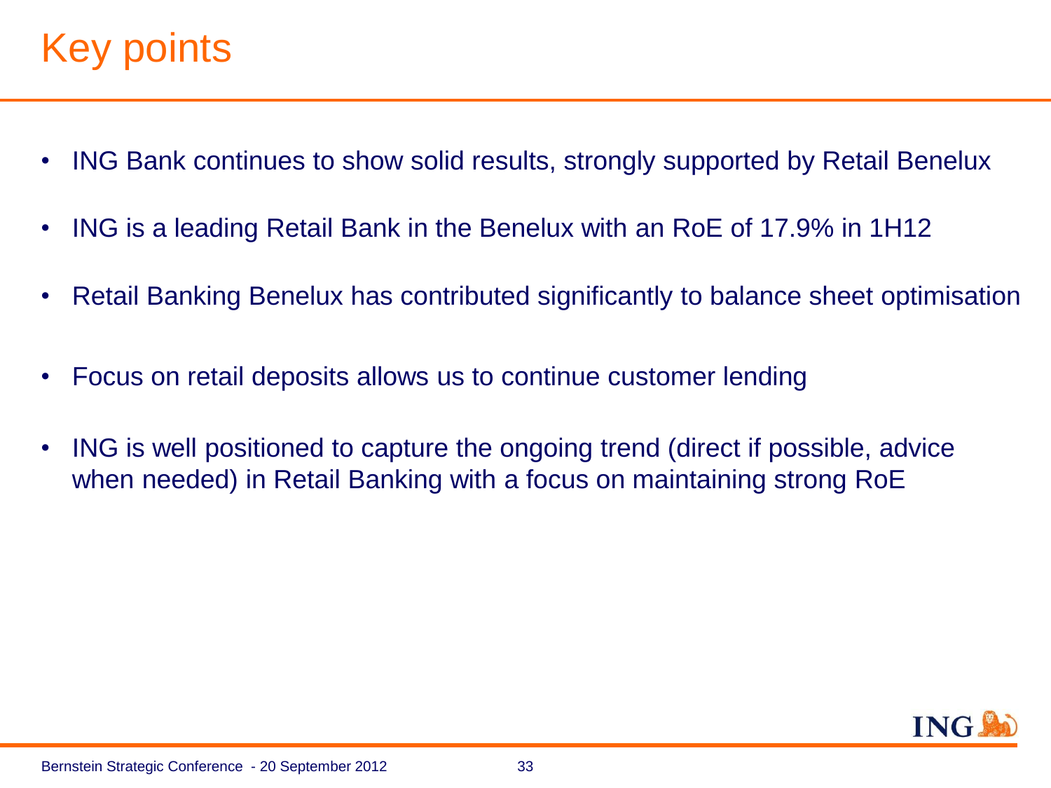# Key points

- ING Bank continues to show solid results, strongly supported by Retail Benelux
- ING is a leading Retail Bank in the Benelux with an RoE of 17.9% in 1H12
- Retail Banking Benelux has contributed significantly to balance sheet optimisation
- Focus on retail deposits allows us to continue customer lending
- ING is well positioned to capture the ongoing trend (direct if possible, advice when needed) in Retail Banking with a focus on maintaining strong RoE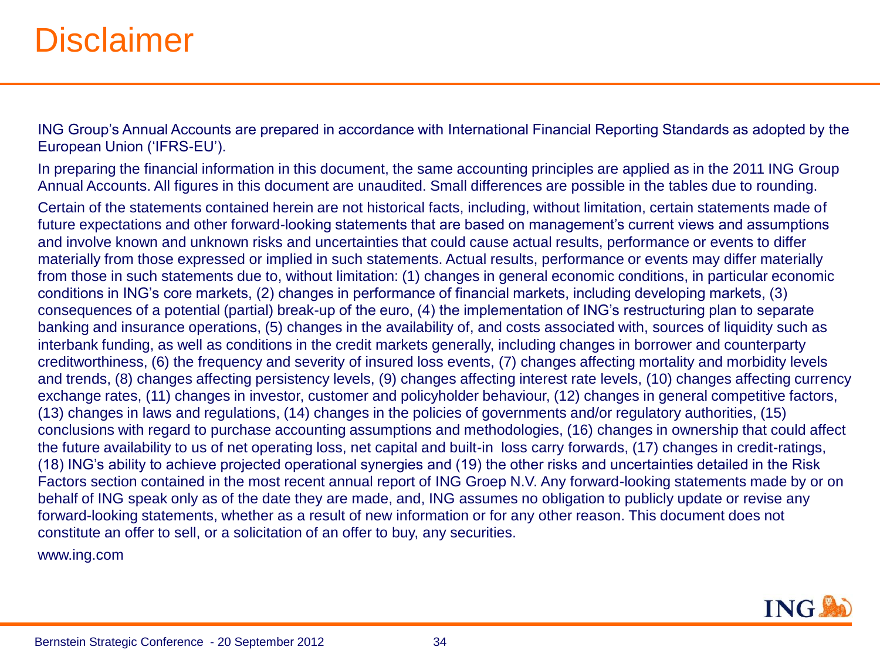# Disclaimer

ING Group's Annual Accounts are prepared in accordance with International Financial Reporting Standards as adopted by the European Union ('IFRS-EU').

In preparing the financial information in this document, the same accounting principles are applied as in the 2011 ING Group Annual Accounts. All figures in this document are unaudited. Small differences are possible in the tables due to rounding.

Certain of the statements contained herein are not historical facts, including, without limitation, certain statements made of future expectations and other forward-looking statements that are based on management's current views and assumptions and involve known and unknown risks and uncertainties that could cause actual results, performance or events to differ materially from those expressed or implied in such statements. Actual results, performance or events may differ materially from those in such statements due to, without limitation: (1) changes in general economic conditions, in particular economic conditions in ING's core markets, (2) changes in performance of financial markets, including developing markets, (3) consequences of a potential (partial) break-up of the euro, (4) the implementation of ING's restructuring plan to separate banking and insurance operations, (5) changes in the availability of, and costs associated with, sources of liquidity such as interbank funding, as well as conditions in the credit markets generally, including changes in borrower and counterparty creditworthiness, (6) the frequency and severity of insured loss events, (7) changes affecting mortality and morbidity levels and trends, (8) changes affecting persistency levels, (9) changes affecting interest rate levels, (10) changes affecting currency exchange rates, (11) changes in investor, customer and policyholder behaviour, (12) changes in general competitive factors, (13) changes in laws and regulations, (14) changes in the policies of governments and/or regulatory authorities, (15) conclusions with regard to purchase accounting assumptions and methodologies, (16) changes in ownership that could affect the future availability to us of net operating loss, net capital and built-in loss carry forwards, (17) changes in credit-ratings, (18) ING's ability to achieve projected operational synergies and (19) the other risks and uncertainties detailed in the Risk Factors section contained in the most recent annual report of ING Groep N.V. Any forward-looking statements made by or on behalf of ING speak only as of the date they are made, and, ING assumes no obligation to publicly update or revise any forward-looking statements, whether as a result of new information or for any other reason. This document does not constitute an offer to sell, or a solicitation of an offer to buy, any securities.

www.ing.com